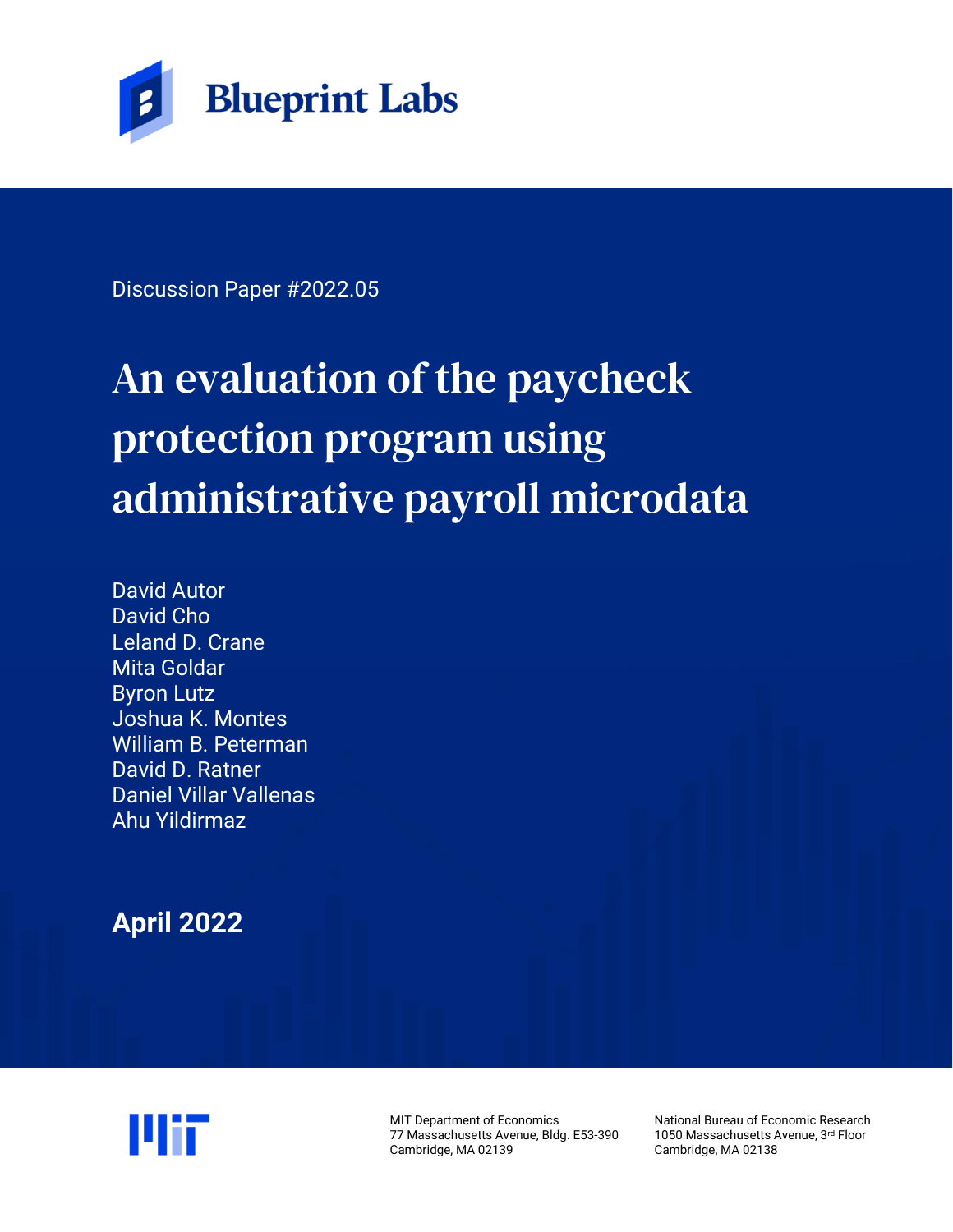Blueprint Labs

Discussion Paper #2022.05

# An evaluation of the paycheck protection program using administrative payroll microdata

David Autor
David Cho
Leland D. Crane
Mita Goldar
Byron Lutz
Joshua K. Montes
William B. Peterman
David D. Ratner
Daniel Villar Vallenas
Ahu Yildirmaz

**April 2022**

MIT Department of Economics
77 Massachusetts Avenue, Bldg. E53-390
Cambridge, MA 02139

National Bureau of Economic Research
1050 Massachusetts Avenue, 3rd Floor
Cambridge, MA 02138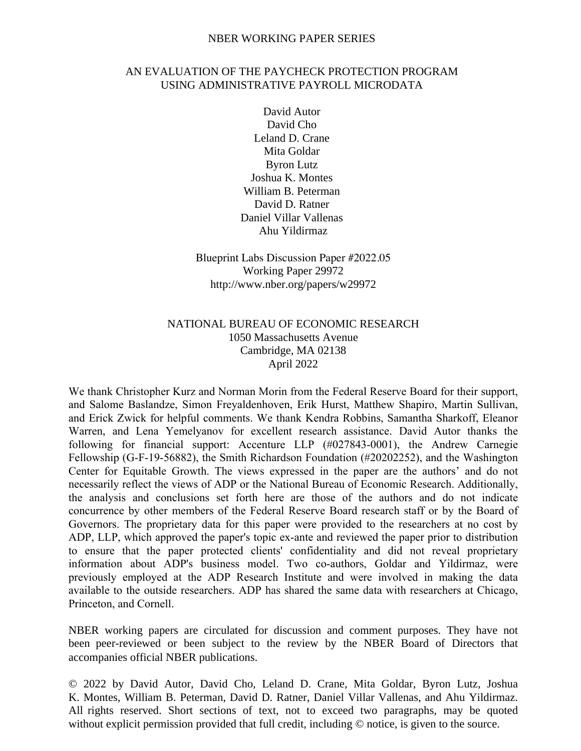NBER WORKING PAPER SERIES

# AN EVALUATION OF THE PAYCHECK PROTECTION PROGRAM USING ADMINISTRATIVE PAYROLL MICRODATA

David Autor
David Cho
Leland D. Crane
Mita Goldar
Byron Lutz
Joshua K. Montes
William B. Peterman
David D. Ratner
Daniel Villar Vallenas
Ahu Yildirmaz

Blueprint Labs Discussion Paper #2022.05
Working Paper 29972
http://www.nber.org/papers/w29972

NATIONAL BUREAU OF ECONOMIC RESEARCH
1050 Massachusetts Avenue
Cambridge, MA 02138
April 2022

We thank Christopher Kurz and Norman Morin from the Federal Reserve Board for their support, and Salome Baslandze, Simon Freyaldenhoven, Erik Hurst, Matthew Shapiro, Martin Sullivan, and Erick Zwick for helpful comments. We thank Kendra Robbins, Samantha Sharkoff, Eleanor Warren, and Lena Yemelyanov for excellent research assistance. David Autor thanks the following for financial support: Accenture LLP (#027843-0001), the Andrew Carnegie Fellowship (G-F-19-56882), the Smith Richardson Foundation (#20202252), and the Washington Center for Equitable Growth. The views expressed in the paper are the authors' and do not necessarily reflect the views of ADP or the National Bureau of Economic Research. Additionally, the analysis and conclusions set forth here are those of the authors and do not indicate concurrence by other members of the Federal Reserve Board research staff or by the Board of Governors. The proprietary data for this paper were provided to the researchers at no cost by ADP, LLP, which approved the paper's topic ex-ante and reviewed the paper prior to distribution to ensure that the paper protected clients' confidentiality and did not reveal proprietary information about ADP's business model. Two co-authors, Goldar and Yildirmaz, were previously employed at the ADP Research Institute and were involved in making the data available to the outside researchers. ADP has shared the same data with researchers at Chicago, Princeton, and Cornell.

NBER working papers are circulated for discussion and comment purposes. They have not been peer-reviewed or been subject to the review by the NBER Board of Directors that accompanies official NBER publications.

© 2022 by David Autor, David Cho, Leland D. Crane, Mita Goldar, Byron Lutz, Joshua K. Montes, William B. Peterman, David D. Ratner, Daniel Villar Vallenas, and Ahu Yildirmaz. All rights reserved. Short sections of text, not to exceed two paragraphs, may be quoted without explicit permission provided that full credit, including © notice, is given to the source.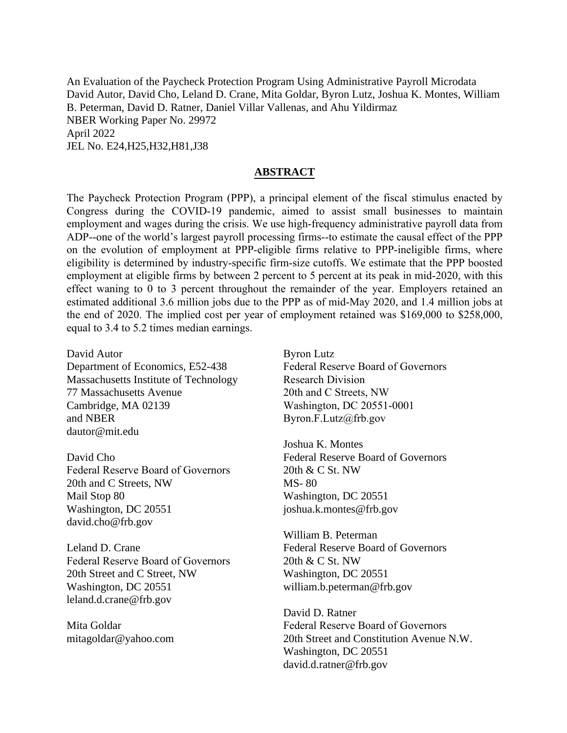An Evaluation of the Paycheck Protection Program Using Administrative Payroll Microdata
David Autor, David Cho, Leland D. Crane, Mita Goldar, Byron Lutz, Joshua K. Montes, William B. Peterman, David D. Ratner, Daniel Villar Vallenas, and Ahu Yildirmaz
NBER Working Paper No. 29972
April 2022
JEL No. E24,H25,H32,H81,J38

## ABSTRACT

The Paycheck Protection Program (PPP), a principal element of the fiscal stimulus enacted by Congress during the COVID-19 pandemic, aimed to assist small businesses to maintain employment and wages during the crisis. We use high-frequency administrative payroll data from ADP--one of the world's largest payroll processing firms--to estimate the causal effect of the PPP on the evolution of employment at PPP-eligible firms relative to PPP-ineligible firms, where eligibility is determined by industry-specific firm-size cutoffs. We estimate that the PPP boosted employment at eligible firms by between 2 percent to 5 percent at its peak in mid-2020, with this effect waning to 0 to 3 percent throughout the remainder of the year. Employers retained an estimated additional 3.6 million jobs due to the PPP as of mid-May 2020, and 1.4 million jobs at the end of 2020. The implied cost per year of employment retained was \$169,000 to \$258,000, equal to 3.4 to 5.2 times median earnings.

David Autor
Department of Economics, E52-438
Massachusetts Institute of Technology
77 Massachusetts Avenue
Cambridge, MA 02139
and NBER
dautor@mit.edu

David Cho
Federal Reserve Board of Governors
20th and C Streets, NW
Mail Stop 80
Washington, DC 20551
david.cho@frb.gov

Leland D. Crane
Federal Reserve Board of Governors
20th Street and C Street, NW
Washington, DC 20551
leland.d.crane@frb.gov

Mita Goldar
mitagoldar@yahoo.com

Byron Lutz
Federal Reserve Board of Governors
Research Division
20th and C Streets, NW
Washington, DC 20551-0001
Byron.F.Lutz@frb.gov

Joshua K. Montes
Federal Reserve Board of Governors
20th & C St. NW
MS- 80
Washington, DC 20551
joshua.k.montes@frb.gov

William B. Peterman
Federal Reserve Board of Governors
20th & C St. NW
Washington, DC 20551
william.b.peterman@frb.gov

David D. Ratner
Federal Reserve Board of Governors
20th Street and Constitution Avenue N.W.
Washington, DC 20551
david.d.ratner@frb.gov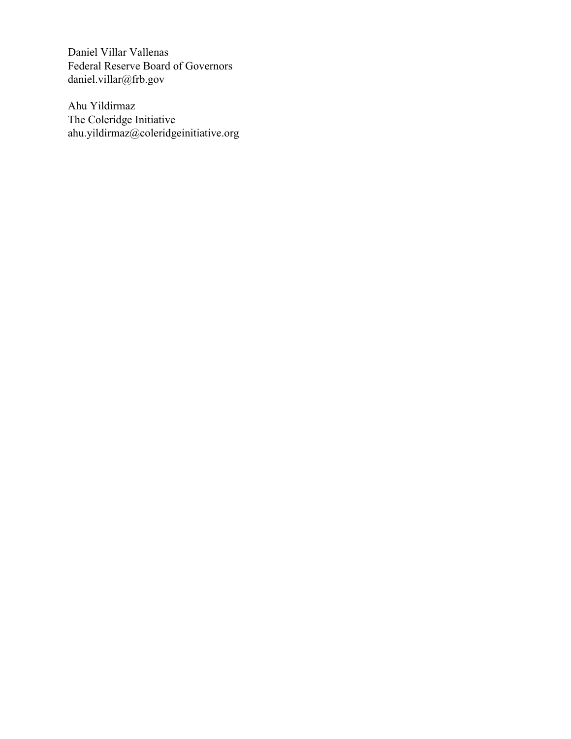Daniel Villar Vallenas
Federal Reserve Board of Governors
daniel.villar@frb.gov

Ahu Yildirmaz
The Coleridge Initiative
ahu.yildirmaz@coleridgeinitiative.org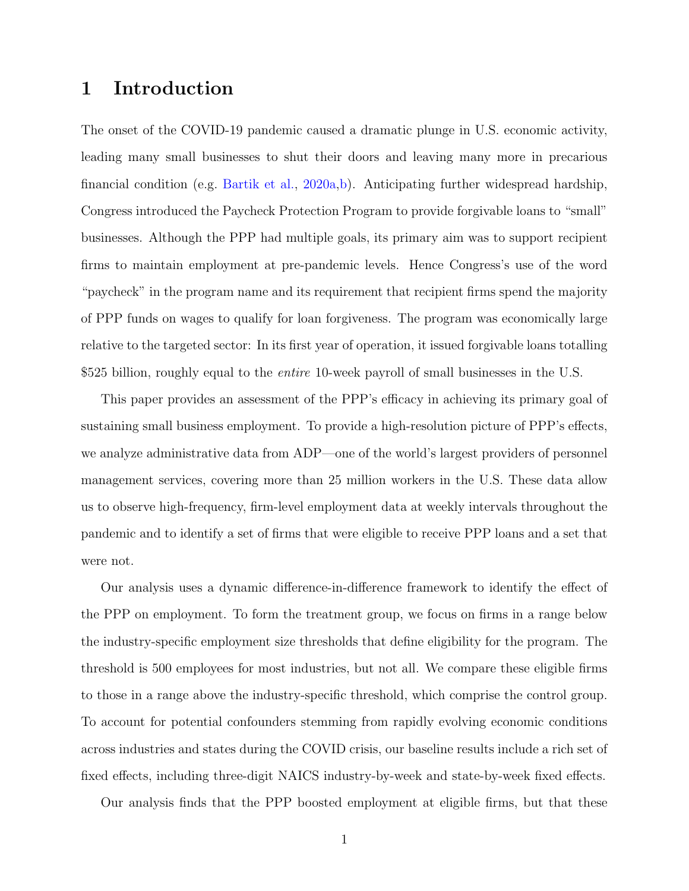# 1 Introduction

The onset of the COVID-19 pandemic caused a dramatic plunge in U.S. economic activity, leading many small businesses to shut their doors and leaving many more in precarious financial condition (e.g. Bartik et al., 2020a,b). Anticipating further widespread hardship, Congress introduced the Paycheck Protection Program to provide forgivable loans to "small" businesses. Although the PPP had multiple goals, its primary aim was to support recipient firms to maintain employment at pre-pandemic levels. Hence Congress's use of the word "paycheck" in the program name and its requirement that recipient firms spend the majority of PPP funds on wages to qualify for loan forgiveness. The program was economically large relative to the targeted sector: In its first year of operation, it issued forgivable loans totalling \$525 billion, roughly equal to the *entire* 10-week payroll of small businesses in the U.S.

This paper provides an assessment of the PPP's efficacy in achieving its primary goal of sustaining small business employment. To provide a high-resolution picture of PPP's effects, we analyze administrative data from ADP—one of the world's largest providers of personnel management services, covering more than 25 million workers in the U.S. These data allow us to observe high-frequency, firm-level employment data at weekly intervals throughout the pandemic and to identify a set of firms that were eligible to receive PPP loans and a set that were not.

Our analysis uses a dynamic difference-in-difference framework to identify the effect of the PPP on employment. To form the treatment group, we focus on firms in a range below the industry-specific employment size thresholds that define eligibility for the program. The threshold is 500 employees for most industries, but not all. We compare these eligible firms to those in a range above the industry-specific threshold, which comprise the control group. To account for potential confounders stemming from rapidly evolving economic conditions across industries and states during the COVID crisis, our baseline results include a rich set of fixed effects, including three-digit NAICS industry-by-week and state-by-week fixed effects.

Our analysis finds that the PPP boosted employment at eligible firms, but that these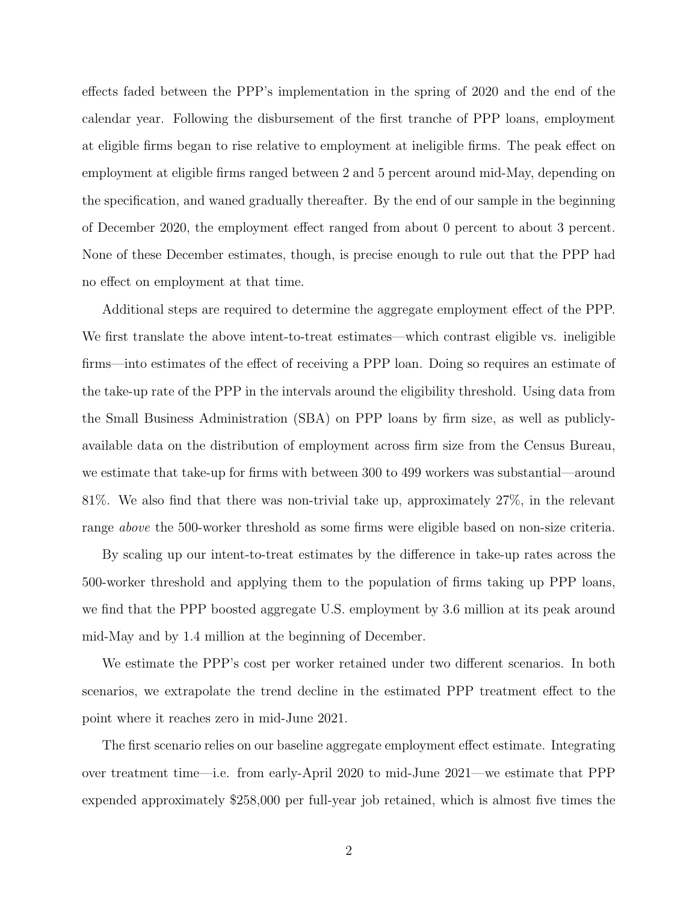effects faded between the PPP's implementation in the spring of 2020 and the end of the calendar year. Following the disbursement of the first tranche of PPP loans, employment at eligible firms began to rise relative to employment at ineligible firms. The peak effect on employment at eligible firms ranged between 2 and 5 percent around mid-May, depending on the specification, and waned gradually thereafter. By the end of our sample in the beginning of December 2020, the employment effect ranged from about 0 percent to about 3 percent. None of these December estimates, though, is precise enough to rule out that the PPP had no effect on employment at that time.

Additional steps are required to determine the aggregate employment effect of the PPP. We first translate the above intent-to-treat estimates—which contrast eligible vs. ineligible firms—into estimates of the effect of receiving a PPP loan. Doing so requires an estimate of the take-up rate of the PPP in the intervals around the eligibility threshold. Using data from the Small Business Administration (SBA) on PPP loans by firm size, as well as publicly-available data on the distribution of employment across firm size from the Census Bureau, we estimate that take-up for firms with between 300 to 499 workers was substantial—around 81%. We also find that there was non-trivial take up, approximately 27%, in the relevant range *above* the 500-worker threshold as some firms were eligible based on non-size criteria.

By scaling up our intent-to-treat estimates by the difference in take-up rates across the 500-worker threshold and applying them to the population of firms taking up PPP loans, we find that the PPP boosted aggregate U.S. employment by 3.6 million at its peak around mid-May and by 1.4 million at the beginning of December.

We estimate the PPP's cost per worker retained under two different scenarios. In both scenarios, we extrapolate the trend decline in the estimated PPP treatment effect to the point where it reaches zero in mid-June 2021.

The first scenario relies on our baseline aggregate employment effect estimate. Integrating over treatment time—i.e. from early-April 2020 to mid-June 2021—we estimate that PPP expended approximately $258,000 per full-year job retained, which is almost five times the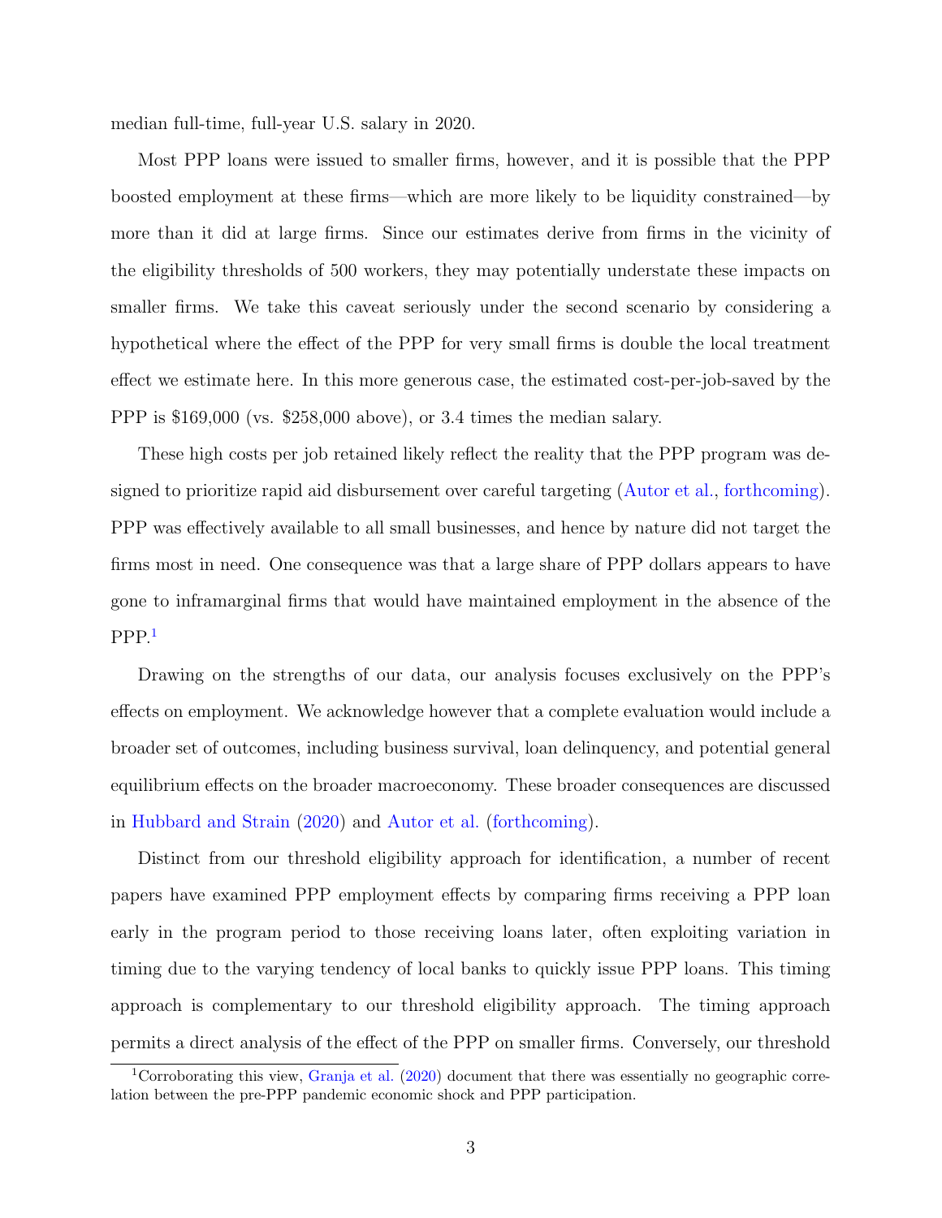median full-time, full-year U.S. salary in 2020.

Most PPP loans were issued to smaller firms, however, and it is possible that the PPP boosted employment at these firms—which are more likely to be liquidity constrained—by more than it did at large firms. Since our estimates derive from firms in the vicinity of the eligibility thresholds of 500 workers, they may potentially understate these impacts on smaller firms. We take this caveat seriously under the second scenario by considering a hypothetical where the effect of the PPP for very small firms is double the local treatment effect we estimate here. In this more generous case, the estimated cost-per-job-saved by the PPP is $169,000 (vs. $258,000 above), or 3.4 times the median salary.

These high costs per job retained likely reflect the reality that the PPP program was designed to prioritize rapid aid disbursement over careful targeting (Autor et al., forthcoming). PPP was effectively available to all small businesses, and hence by nature did not target the firms most in need. One consequence was that a large share of PPP dollars appears to have gone to inframarginal firms that would have maintained employment in the absence of the PPP.[1]

Drawing on the strengths of our data, our analysis focuses exclusively on the PPP's effects on employment. We acknowledge however that a complete evaluation would include a broader set of outcomes, including business survival, loan delinquency, and potential general equilibrium effects on the broader macroeconomy. These broader consequences are discussed in Hubbard and Strain (2020) and Autor et al. (forthcoming).

Distinct from our threshold eligibility approach for identification, a number of recent papers have examined PPP employment effects by comparing firms receiving a PPP loan early in the program period to those receiving loans later, often exploiting variation in timing due to the varying tendency of local banks to quickly issue PPP loans. This timing approach is complementary to our threshold eligibility approach. The timing approach permits a direct analysis of the effect of the PPP on smaller firms. Conversely, our threshold

[1] Corroborating this view, Granja et al. (2020) document that there was essentially no geographic correlation between the pre-PPP pandemic economic shock and PPP participation.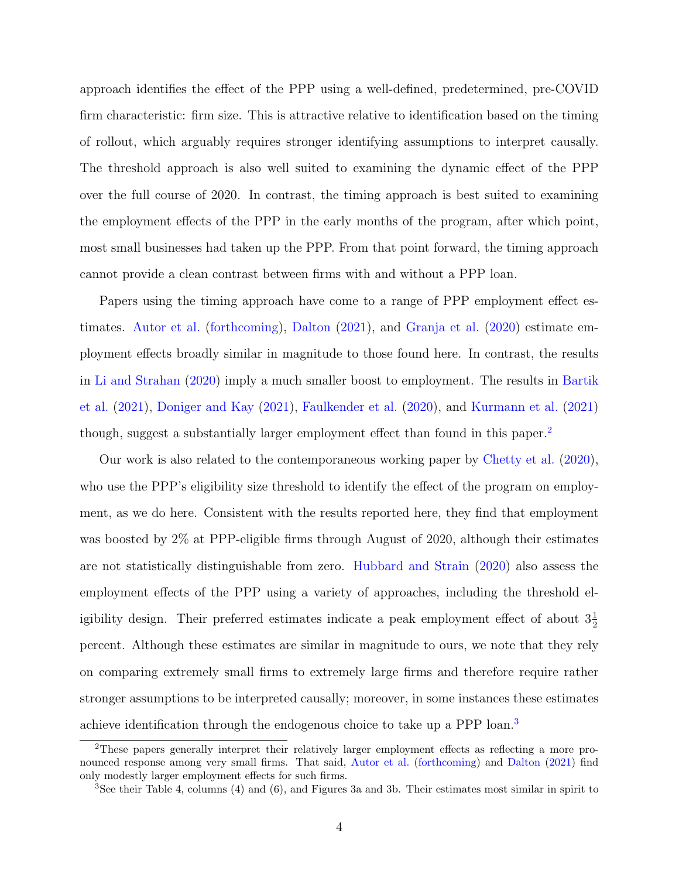approach identifies the effect of the PPP using a well-defined, predetermined, pre-COVID firm characteristic: firm size. This is attractive relative to identification based on the timing of rollout, which arguably requires stronger identifying assumptions to interpret causally. The threshold approach is also well suited to examining the dynamic effect of the PPP over the full course of 2020. In contrast, the timing approach is best suited to examining the employment effects of the PPP in the early months of the program, after which point, most small businesses had taken up the PPP. From that point forward, the timing approach cannot provide a clean contrast between firms with and without a PPP loan.

Papers using the timing approach have come to a range of PPP employment effect estimates. Autor et al. (forthcoming), Dalton (2021), and Granja et al. (2020) estimate employment effects broadly similar in magnitude to those found here. In contrast, the results in Li and Strahan (2020) imply a much smaller boost to employment. The results in Bartik et al. (2021), Doniger and Kay (2021), Faulkender et al. (2020), and Kurmann et al. (2021) though, suggest a substantially larger employment effect than found in this paper.[2]

Our work is also related to the contemporaneous working paper by Chetty et al. (2020), who use the PPP's eligibility size threshold to identify the effect of the program on employment, as we do here. Consistent with the results reported here, they find that employment was boosted by 2% at PPP-eligible firms through August of 2020, although their estimates are not statistically distinguishable from zero. Hubbard and Strain (2020) also assess the employment effects of the PPP using a variety of approaches, including the threshold eligibility design. Their preferred estimates indicate a peak employment effect of about $3\frac{1}{2}$ percent. Although these estimates are similar in magnitude to ours, we note that they rely on comparing extremely small firms to extremely large firms and therefore require rather stronger assumptions to be interpreted causally; moreover, in some instances these estimates achieve identification through the endogenous choice to take up a PPP loan.[3]

[2] These papers generally interpret their relatively larger employment effects as reflecting a more pronounced response among very small firms. That said, Autor et al. (forthcoming) and Dalton (2021) find only modestly larger employment effects for such firms.

[3] See their Table 4, columns (4) and (6), and Figures 3a and 3b. Their estimates most similar in spirit to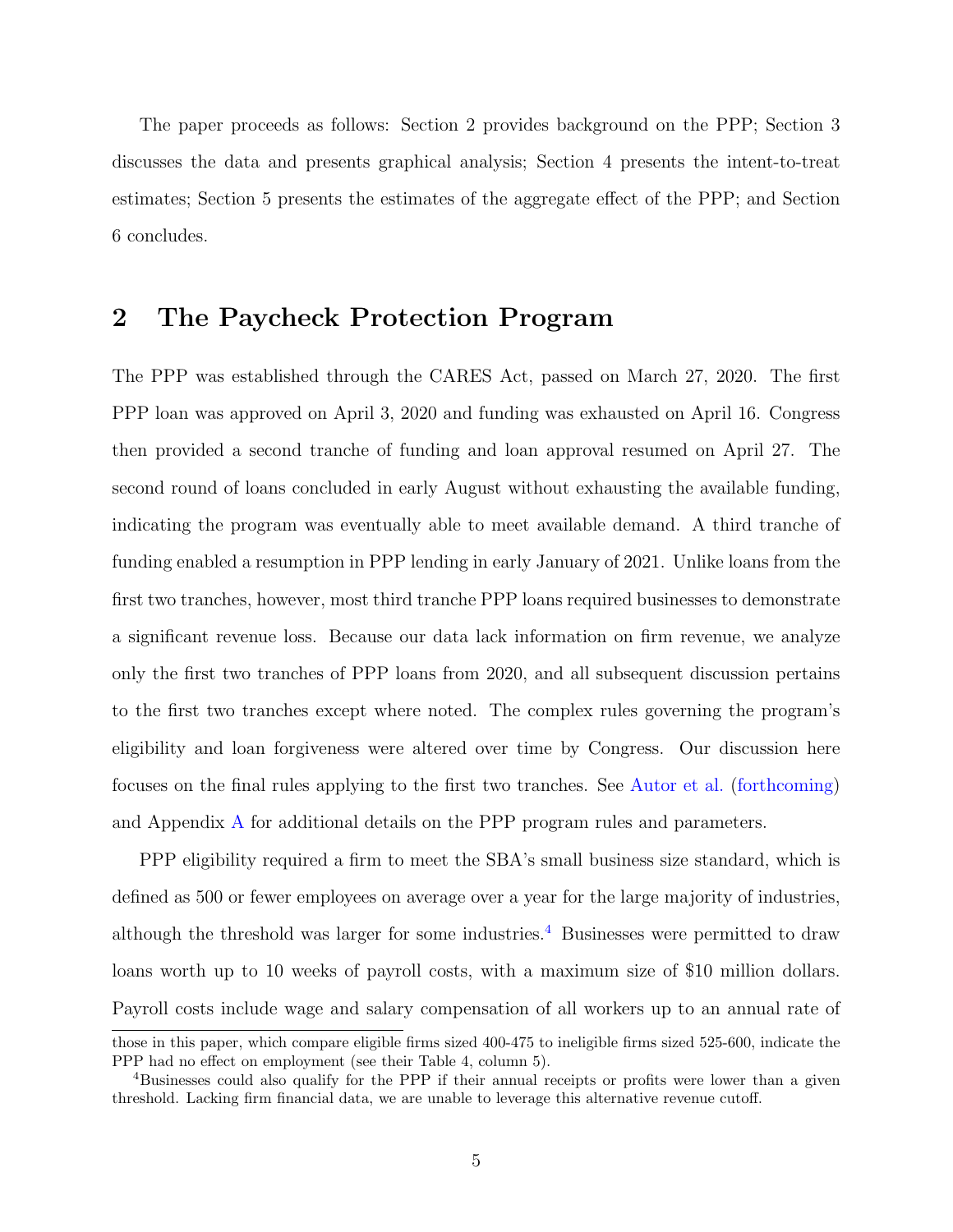The paper proceeds as follows: Section 2 provides background on the PPP; Section 3 discusses the data and presents graphical analysis; Section 4 presents the intent-to-treat estimates; Section 5 presents the estimates of the aggregate effect of the PPP; and Section 6 concludes.

## 2 The Paycheck Protection Program

The PPP was established through the CARES Act, passed on March 27, 2020. The first PPP loan was approved on April 3, 2020 and funding was exhausted on April 16. Congress then provided a second tranche of funding and loan approval resumed on April 27. The second round of loans concluded in early August without exhausting the available funding, indicating the program was eventually able to meet available demand. A third tranche of funding enabled a resumption in PPP lending in early January of 2021. Unlike loans from the first two tranches, however, most third tranche PPP loans required businesses to demonstrate a significant revenue loss. Because our data lack information on firm revenue, we analyze only the first two tranches of PPP loans from 2020, and all subsequent discussion pertains to the first two tranches except where noted. The complex rules governing the program's eligibility and loan forgiveness were altered over time by Congress. Our discussion here focuses on the final rules applying to the first two tranches. See Autor et al. (forthcoming) and Appendix A for additional details on the PPP program rules and parameters.

PPP eligibility required a firm to meet the SBA's small business size standard, which is defined as 500 or fewer employees on average over a year for the large majority of industries, although the threshold was larger for some industries.[4] Businesses were permitted to draw loans worth up to 10 weeks of payroll costs, with a maximum size of $10 million dollars. Payroll costs include wage and salary compensation of all workers up to an annual rate of

those in this paper, which compare eligible firms sized 400-475 to ineligible firms sized 525-600, indicate the PPP had no effect on employment (see their Table 4, column 5).

[4] Businesses could also qualify for the PPP if their annual receipts or profits were lower than a given threshold. Lacking firm financial data, we are unable to leverage this alternative revenue cutoff.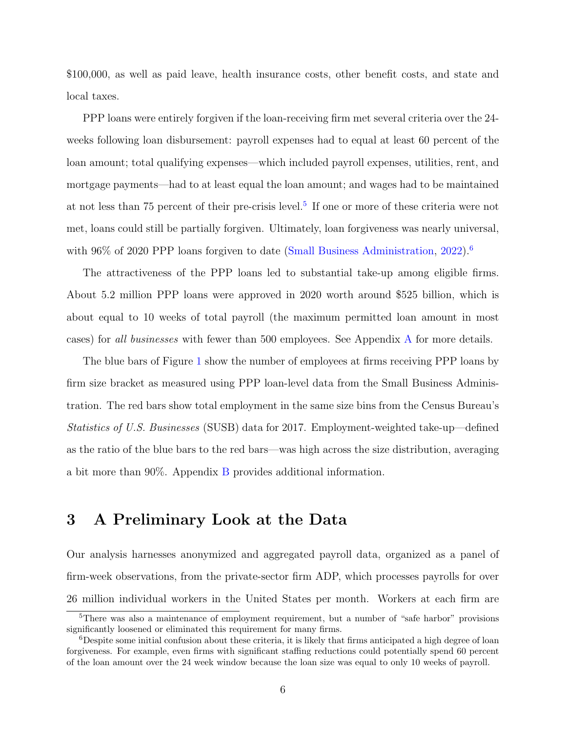$100,000, as well as paid leave, health insurance costs, other benefit costs, and state and local taxes.

PPP loans were entirely forgiven if the loan-receiving firm met several criteria over the 24-weeks following loan disbursement: payroll expenses had to equal at least 60 percent of the loan amount; total qualifying expenses—which included payroll expenses, utilities, rent, and mortgage payments—had to at least equal the loan amount; and wages had to be maintained at not less than 75 percent of their pre-crisis level.[5] If one or more of these criteria were not met, loans could still be partially forgiven. Ultimately, loan forgiveness was nearly universal, with 96% of 2020 PPP loans forgiven to date (Small Business Administration, 2022).[6]

The attractiveness of the PPP loans led to substantial take-up among eligible firms. About 5.2 million PPP loans were approved in 2020 worth around $525 billion, which is about equal to 10 weeks of total payroll (the maximum permitted loan amount in most cases) for *all businesses* with fewer than 500 employees. See Appendix A for more details.

The blue bars of Figure 1 show the number of employees at firms receiving PPP loans by firm size bracket as measured using PPP loan-level data from the Small Business Administration. The red bars show total employment in the same size bins from the Census Bureau's *Statistics of U.S. Businesses* (SUSB) data for 2017. Employment-weighted take-up—defined as the ratio of the blue bars to the red bars—was high across the size distribution, averaging a bit more than 90%. Appendix B provides additional information.

## 3 A Preliminary Look at the Data

Our analysis harnesses anonymized and aggregated payroll data, organized as a panel of firm-week observations, from the private-sector firm ADP, which processes payrolls for over 26 million individual workers in the United States per month. Workers at each firm are

[5] There was also a maintenance of employment requirement, but a number of "safe harbor" provisions significantly loosened or eliminated this requirement for many firms.

[6] Despite some initial confusion about these criteria, it is likely that firms anticipated a high degree of loan forgiveness. For example, even firms with significant staffing reductions could potentially spend 60 percent of the loan amount over the 24 week window because the loan size was equal to only 10 weeks of payroll.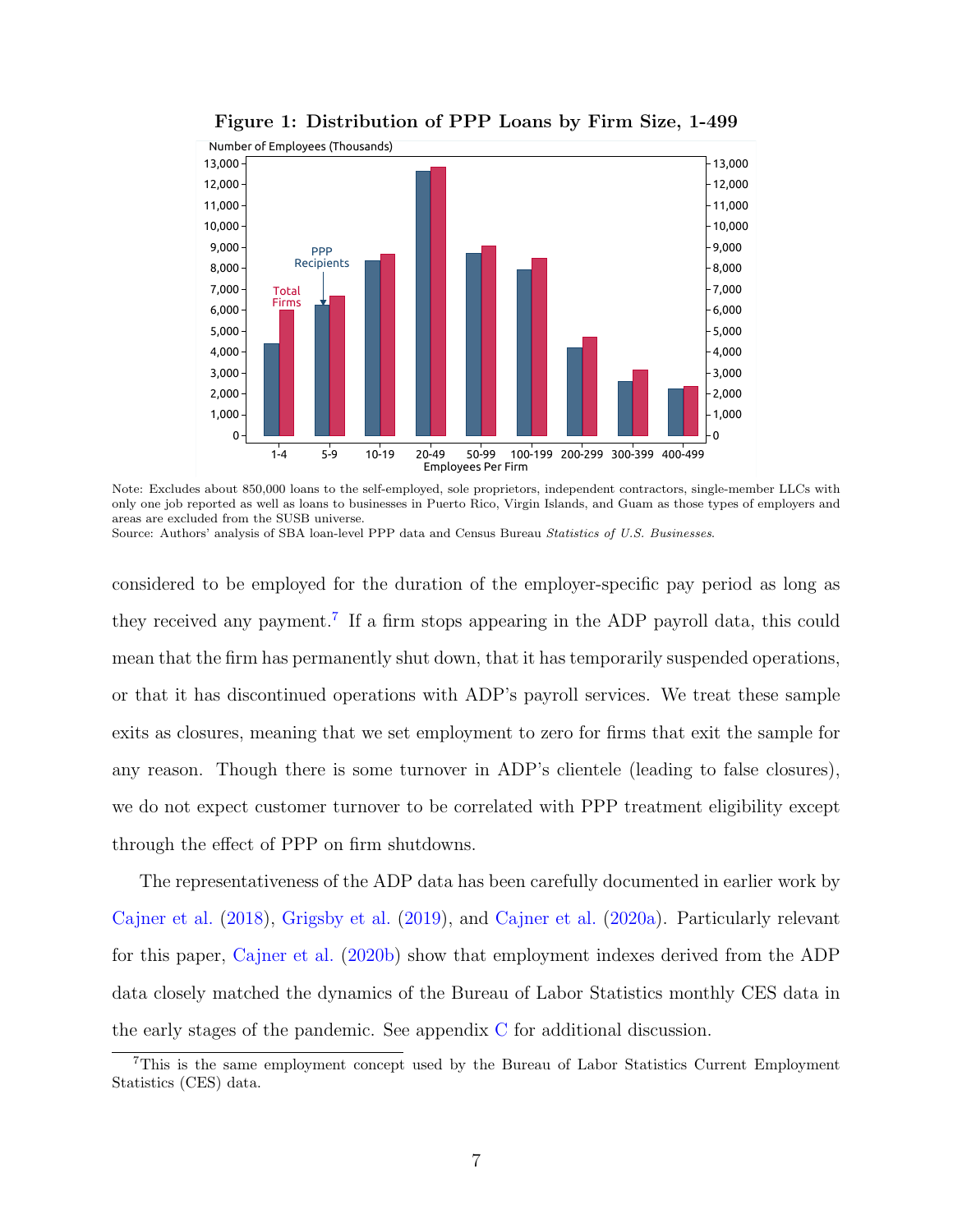**Figure 1: Distribution of PPP Loans by Firm Size, 1-499**

Note: Excludes about 850,000 loans to the self-employed, sole proprietors, independent contractors, single-member LLCs with only one job reported as well as loans to businesses in Puerto Rico, Virgin Islands, and Guam as those types of employers and areas are excluded from the SUSB universe.
Source: Authors' analysis of SBA loan-level PPP data and Census Bureau *Statistics of U.S. Businesses*.

considered to be employed for the duration of the employer-specific pay period as long as they received any payment.[7] If a firm stops appearing in the ADP payroll data, this could mean that the firm has permanently shut down, that it has temporarily suspended operations, or that it has discontinued operations with ADP's payroll services. We treat these sample exits as closures, meaning that we set employment to zero for firms that exit the sample for any reason. Though there is some turnover in ADP's clientele (leading to false closures), we do not expect customer turnover to be correlated with PPP treatment eligibility except through the effect of PPP on firm shutdowns.

The representativeness of the ADP data has been carefully documented in earlier work by Cajner et al. (2018), Grigsby et al. (2019), and Cajner et al. (2020a). Particularly relevant for this paper, Cajner et al. (2020b) show that employment indexes derived from the ADP data closely matched the dynamics of the Bureau of Labor Statistics monthly CES data in the early stages of the pandemic. See appendix C for additional discussion.

[7] This is the same employment concept used by the Bureau of Labor Statistics Current Employment Statistics (CES) data.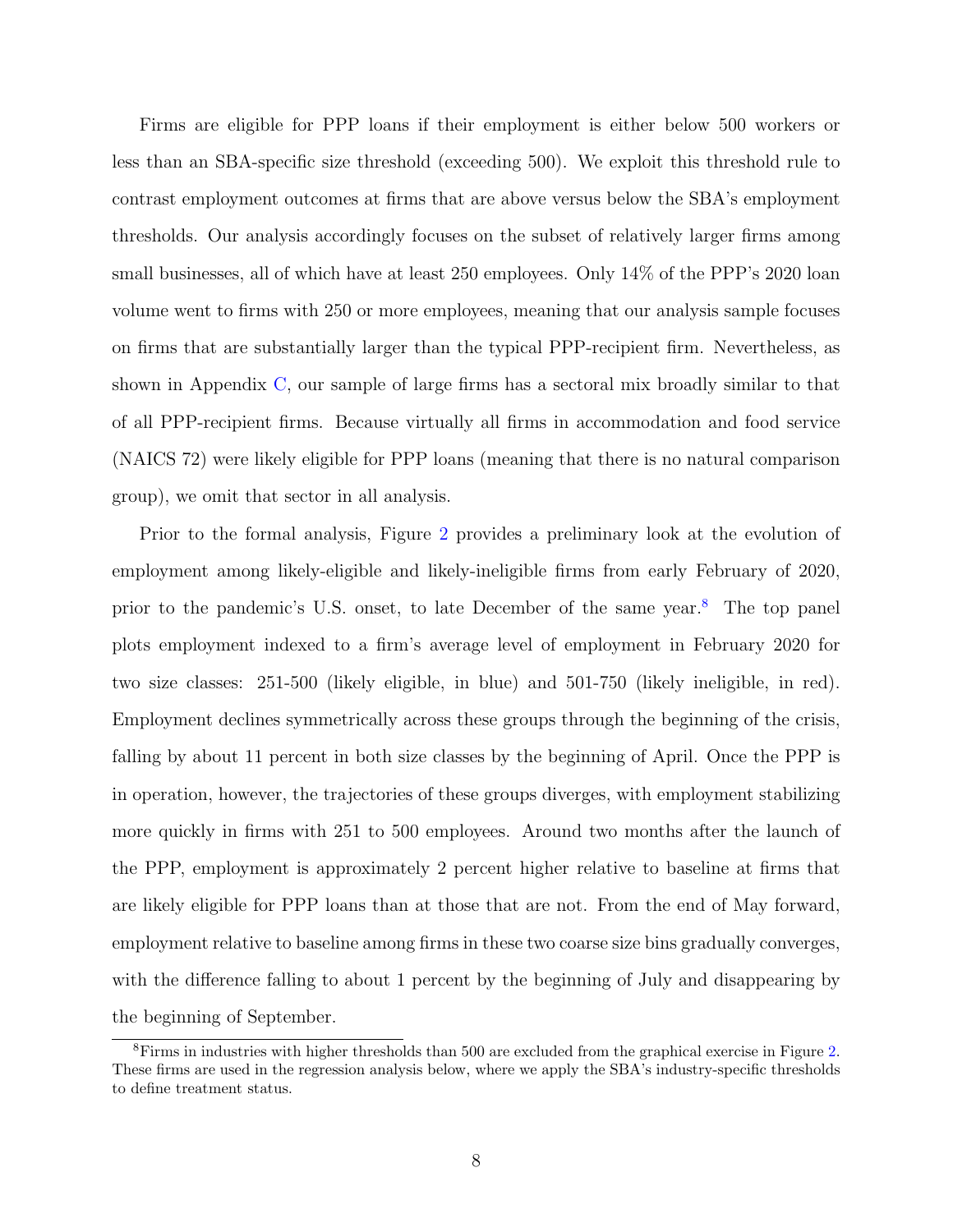Firms are eligible for PPP loans if their employment is either below 500 workers or less than an SBA-specific size threshold (exceeding 500). We exploit this threshold rule to contrast employment outcomes at firms that are above versus below the SBA's employment thresholds. Our analysis accordingly focuses on the subset of relatively larger firms among small businesses, all of which have at least 250 employees. Only 14% of the PPP's 2020 loan volume went to firms with 250 or more employees, meaning that our analysis sample focuses on firms that are substantially larger than the typical PPP-recipient firm. Nevertheless, as shown in Appendix C, our sample of large firms has a sectoral mix broadly similar to that of all PPP-recipient firms. Because virtually all firms in accommodation and food service (NAICS 72) were likely eligible for PPP loans (meaning that there is no natural comparison group), we omit that sector in all analysis.

Prior to the formal analysis, Figure 2 provides a preliminary look at the evolution of employment among likely-eligible and likely-ineligible firms from early February of 2020, prior to the pandemic's U.S. onset, to late December of the same year.[8] The top panel plots employment indexed to a firm's average level of employment in February 2020 for two size classes: 251-500 (likely eligible, in blue) and 501-750 (likely ineligible, in red). Employment declines symmetrically across these groups through the beginning of the crisis, falling by about 11 percent in both size classes by the beginning of April. Once the PPP is in operation, however, the trajectories of these groups diverges, with employment stabilizing more quickly in firms with 251 to 500 employees. Around two months after the launch of the PPP, employment is approximately 2 percent higher relative to baseline at firms that are likely eligible for PPP loans than at those that are not. From the end of May forward, employment relative to baseline among firms in these two coarse size bins gradually converges, with the difference falling to about 1 percent by the beginning of July and disappearing by the beginning of September.

[8] Firms in industries with higher thresholds than 500 are excluded from the graphical exercise in Figure 2. These firms are used in the regression analysis below, where we apply the SBA's industry-specific thresholds to define treatment status.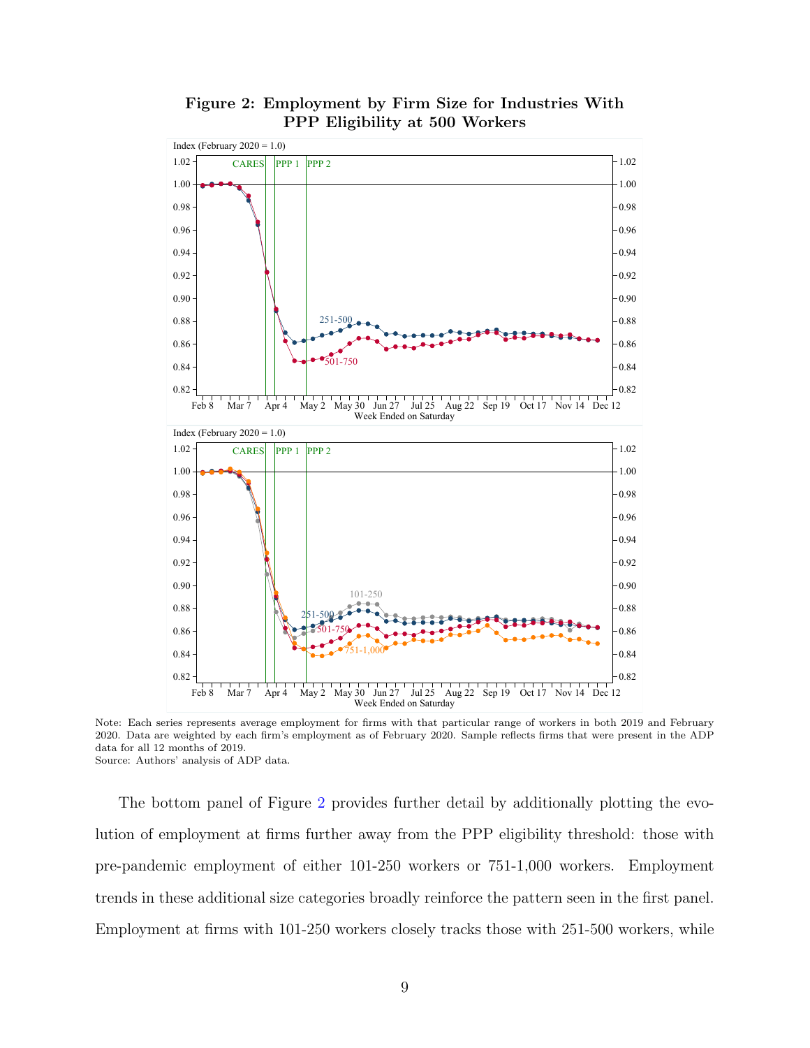**Figure 2: Employment by Firm Size for Industries With PPP Eligibility at 500 Workers**

Note: Each series represents average employment for firms with that particular range of workers in both 2019 and February 2020. Data are weighted by each firm's employment as of February 2020. Sample reflects firms that were present in the ADP data for all 12 months of 2019.
Source: Authors' analysis of ADP data.

The bottom panel of Figure 2 provides further detail by additionally plotting the evolution of employment at firms further away from the PPP eligibility threshold: those with pre-pandemic employment of either 101-250 workers or 751-1,000 workers. Employment trends in these additional size categories broadly reinforce the pattern seen in the first panel. Employment at firms with 101-250 workers closely tracks those with 251-500 workers, while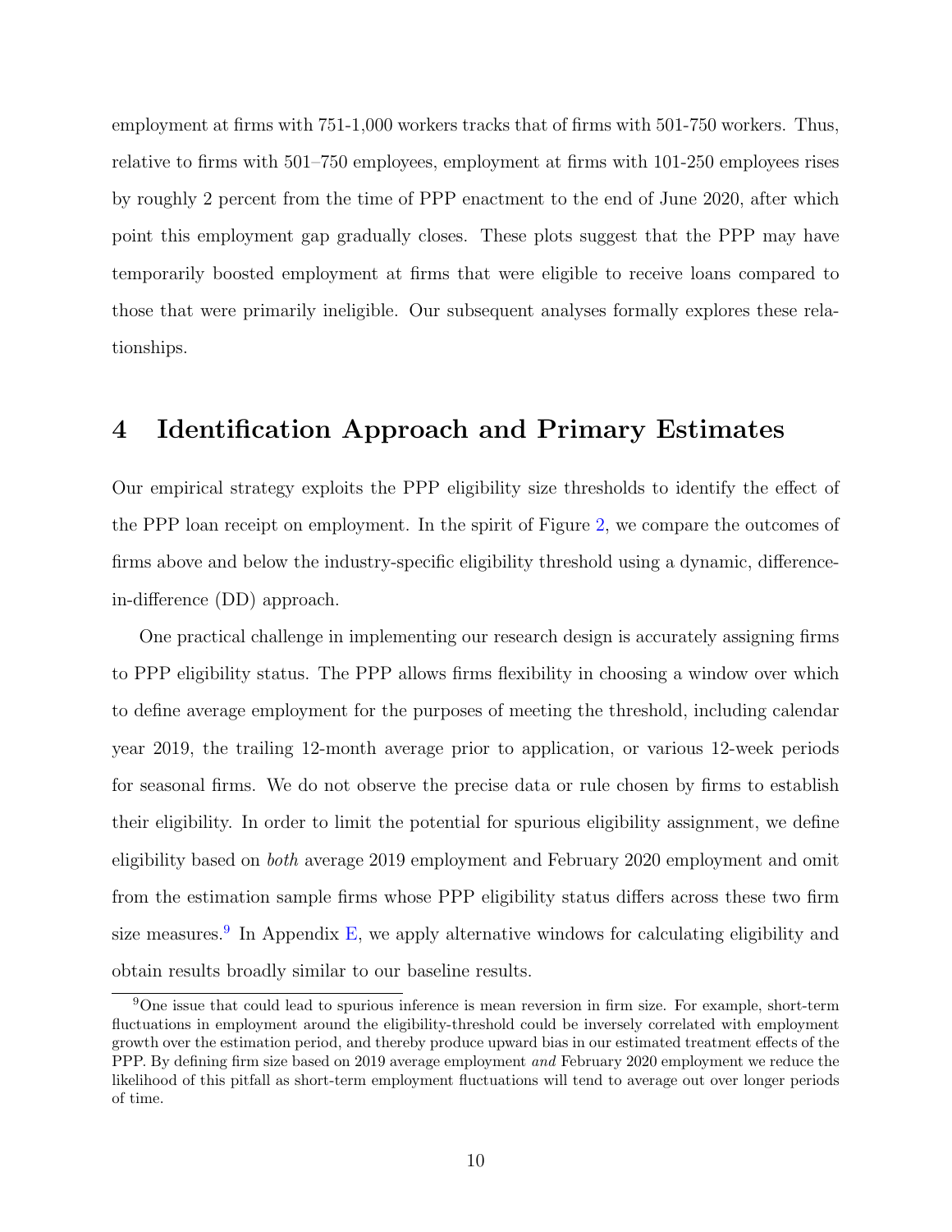employment at firms with 751-1,000 workers tracks that of firms with 501-750 workers. Thus, relative to firms with 501–750 employees, employment at firms with 101-250 employees rises by roughly 2 percent from the time of PPP enactment to the end of June 2020, after which point this employment gap gradually closes. These plots suggest that the PPP may have temporarily boosted employment at firms that were eligible to receive loans compared to those that were primarily ineligible. Our subsequent analyses formally explores these relationships.

# 4 Identification Approach and Primary Estimates

Our empirical strategy exploits the PPP eligibility size thresholds to identify the effect of the PPP loan receipt on employment. In the spirit of Figure 2, we compare the outcomes of firms above and below the industry-specific eligibility threshold using a dynamic, difference-in-difference (DD) approach.

One practical challenge in implementing our research design is accurately assigning firms to PPP eligibility status. The PPP allows firms flexibility in choosing a window over which to define average employment for the purposes of meeting the threshold, including calendar year 2019, the trailing 12-month average prior to application, or various 12-week periods for seasonal firms. We do not observe the precise data or rule chosen by firms to establish their eligibility. In order to limit the potential for spurious eligibility assignment, we define eligibility based on *both* average 2019 employment and February 2020 employment and omit from the estimation sample firms whose PPP eligibility status differs across these two firm size measures.[9] In Appendix E, we apply alternative windows for calculating eligibility and obtain results broadly similar to our baseline results.

[9] One issue that could lead to spurious inference is mean reversion in firm size. For example, short-term fluctuations in employment around the eligibility-threshold could be inversely correlated with employment growth over the estimation period, and thereby produce upward bias in our estimated treatment effects of the PPP. By defining firm size based on 2019 average employment *and* February 2020 employment we reduce the likelihood of this pitfall as short-term employment fluctuations will tend to average out over longer periods of time.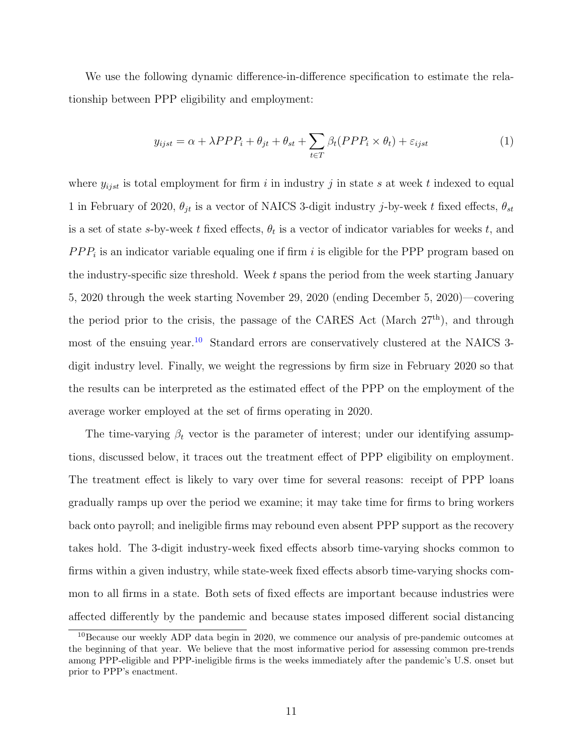We use the following dynamic difference-in-difference specification to estimate the relationship between PPP eligibility and employment:

$$y_{ijst} = \alpha + \lambda PPP_i + \theta_{jt} + \theta_{st} + \sum_{t \in T} \beta_t (PPP_i \times \theta_t) + \varepsilon_{ijst} \tag{1}$$

where $y_{ijst}$ is total employment for firm $i$ in industry $j$ in state $s$ at week $t$ indexed to equal 1 in February of 2020, $\theta_{jt}$ is a vector of NAICS 3-digit industry $j$-by-week $t$ fixed effects, $\theta_{st}$ is a set of state $s$-by-week $t$ fixed effects, $\theta_t$ is a vector of indicator variables for weeks $t$, and $PPP_i$ is an indicator variable equaling one if firm $i$ is eligible for the PPP program based on the industry-specific size threshold. Week $t$ spans the period from the week starting January 5, 2020 through the week starting November 29, 2020 (ending December 5, 2020)—covering the period prior to the crisis, the passage of the CARES Act (March 27th), and through most of the ensuing year.[10] Standard errors are conservatively clustered at the NAICS 3-digit industry level. Finally, we weight the regressions by firm size in February 2020 so that the results can be interpreted as the estimated effect of the PPP on the employment of the average worker employed at the set of firms operating in 2020.

The time-varying $\beta_t$ vector is the parameter of interest; under our identifying assumptions, discussed below, it traces out the treatment effect of PPP eligibility on employment. The treatment effect is likely to vary over time for several reasons: receipt of PPP loans gradually ramps up over the period we examine; it may take time for firms to bring workers back onto payroll; and ineligible firms may rebound even absent PPP support as the recovery takes hold. The 3-digit industry-week fixed effects absorb time-varying shocks common to firms within a given industry, while state-week fixed effects absorb time-varying shocks common to all firms in a state. Both sets of fixed effects are important because industries were affected differently by the pandemic and because states imposed different social distancing

[10] Because our weekly ADP data begin in 2020, we commence our analysis of pre-pandemic outcomes at the beginning of that year. We believe that the most informative period for assessing common pre-trends among PPP-eligible and PPP-ineligible firms is the weeks immediately after the pandemic's U.S. onset but prior to PPP's enactment.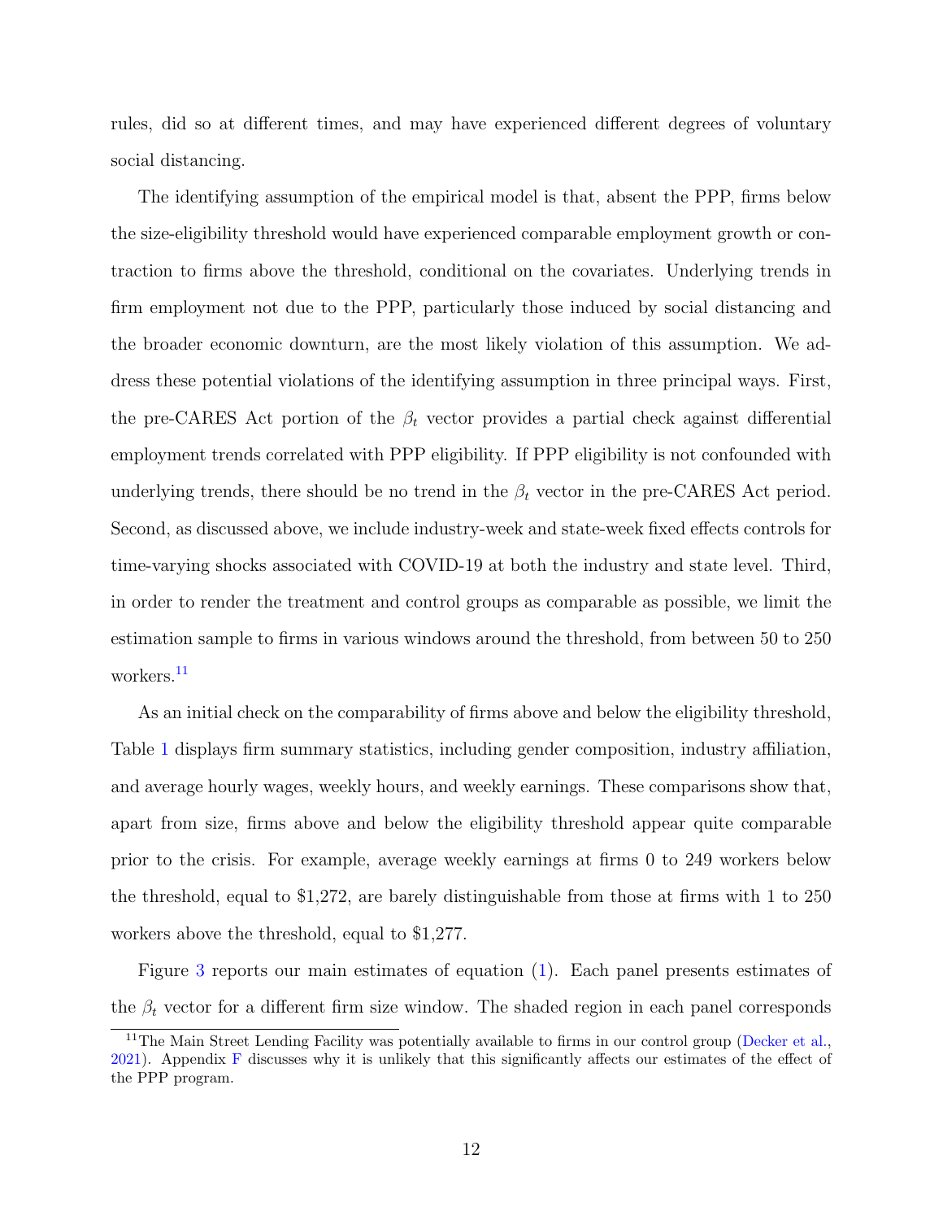rules, did so at different times, and may have experienced different degrees of voluntary social distancing.

The identifying assumption of the empirical model is that, absent the PPP, firms below the size-eligibility threshold would have experienced comparable employment growth or contraction to firms above the threshold, conditional on the covariates. Underlying trends in firm employment not due to the PPP, particularly those induced by social distancing and the broader economic downturn, are the most likely violation of this assumption. We address these potential violations of the identifying assumption in three principal ways. First, the pre-CARES Act portion of the $\beta_t$ vector provides a partial check against differential employment trends correlated with PPP eligibility. If PPP eligibility is not confounded with underlying trends, there should be no trend in the $\beta_t$ vector in the pre-CARES Act period. Second, as discussed above, we include industry-week and state-week fixed effects controls for time-varying shocks associated with COVID-19 at both the industry and state level. Third, in order to render the treatment and control groups as comparable as possible, we limit the estimation sample to firms in various windows around the threshold, from between 50 to 250 workers.[11]

As an initial check on the comparability of firms above and below the eligibility threshold, Table 1 displays firm summary statistics, including gender composition, industry affiliation, and average hourly wages, weekly hours, and weekly earnings. These comparisons show that, apart from size, firms above and below the eligibility threshold appear quite comparable prior to the crisis. For example, average weekly earnings at firms 0 to 249 workers below the threshold, equal to $1,272, are barely distinguishable from those at firms with 1 to 250 workers above the threshold, equal to $1,277.

Figure 3 reports our main estimates of equation (1). Each panel presents estimates of the $\beta_t$ vector for a different firm size window. The shaded region in each panel corresponds

[11] The Main Street Lending Facility was potentially available to firms in our control group (Decker et al., 2021). Appendix F discusses why it is unlikely that this significantly affects our estimates of the effect of the PPP program.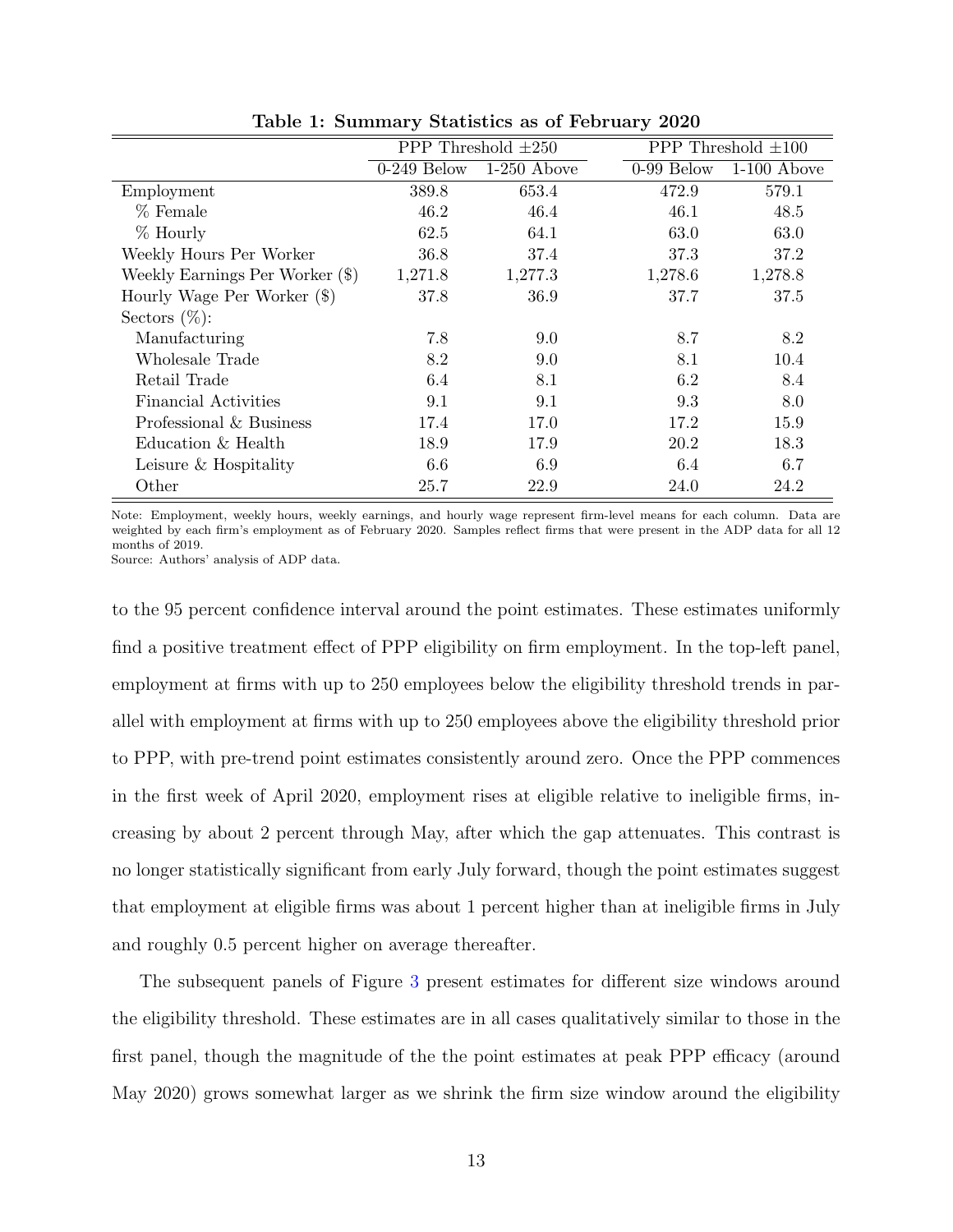**Table 1: Summary Statistics as of February 2020**

| | PPP Threshold ±250 | | PPP Threshold ±100 | |
|---|---|---|---|---|
| | 0-249 Below | 1-250 Above | 0-99 Below | 1-100 Above |
| Employment | 389.8 | 653.4 | 472.9 | 579.1 |
| % Female | 46.2 | 46.4 | 46.1 | 48.5 |
| % Hourly | 62.5 | 64.1 | 63.0 | 63.0 |
| Weekly Hours Per Worker | 36.8 | 37.4 | 37.3 | 37.2 |
| Weekly Earnings Per Worker ($) | 1,271.8 | 1,277.3 | 1,278.6 | 1,278.8 |
| Hourly Wage Per Worker ($) | 37.8 | 36.9 | 37.7 | 37.5 |
| Sectors (%): | | | | |
| Manufacturing | 7.8 | 9.0 | 8.7 | 8.2 |
| Wholesale Trade | 8.2 | 9.0 | 8.1 | 10.4 |
| Retail Trade | 6.4 | 8.1 | 6.2 | 8.4 |
| Financial Activities | 9.1 | 9.1 | 9.3 | 8.0 |
| Professional & Business | 17.4 | 17.0 | 17.2 | 15.9 |
| Education & Health | 18.9 | 17.9 | 20.2 | 18.3 |
| Leisure & Hospitality | 6.6 | 6.9 | 6.4 | 6.7 |
| Other | 25.7 | 22.9 | 24.0 | 24.2 |

Note: Employment, weekly hours, weekly earnings, and hourly wage represent firm-level means for each column. Data are weighted by each firm's employment as of February 2020. Samples reflect firms that were present in the ADP data for all 12 months of 2019.
Source: Authors' analysis of ADP data.

to the 95 percent confidence interval around the point estimates. These estimates uniformly find a positive treatment effect of PPP eligibility on firm employment. In the top-left panel, employment at firms with up to 250 employees below the eligibility threshold trends in parallel with employment at firms with up to 250 employees above the eligibility threshold prior to PPP, with pre-trend point estimates consistently around zero. Once the PPP commences in the first week of April 2020, employment rises at eligible relative to ineligible firms, increasing by about 2 percent through May, after which the gap attenuates. This contrast is no longer statistically significant from early July forward, though the point estimates suggest that employment at eligible firms was about 1 percent higher than at ineligible firms in July and roughly 0.5 percent higher on average thereafter.

The subsequent panels of Figure 3 present estimates for different size windows around the eligibility threshold. These estimates are in all cases qualitatively similar to those in the first panel, though the magnitude of the the point estimates at peak PPP efficacy (around May 2020) grows somewhat larger as we shrink the firm size window around the eligibility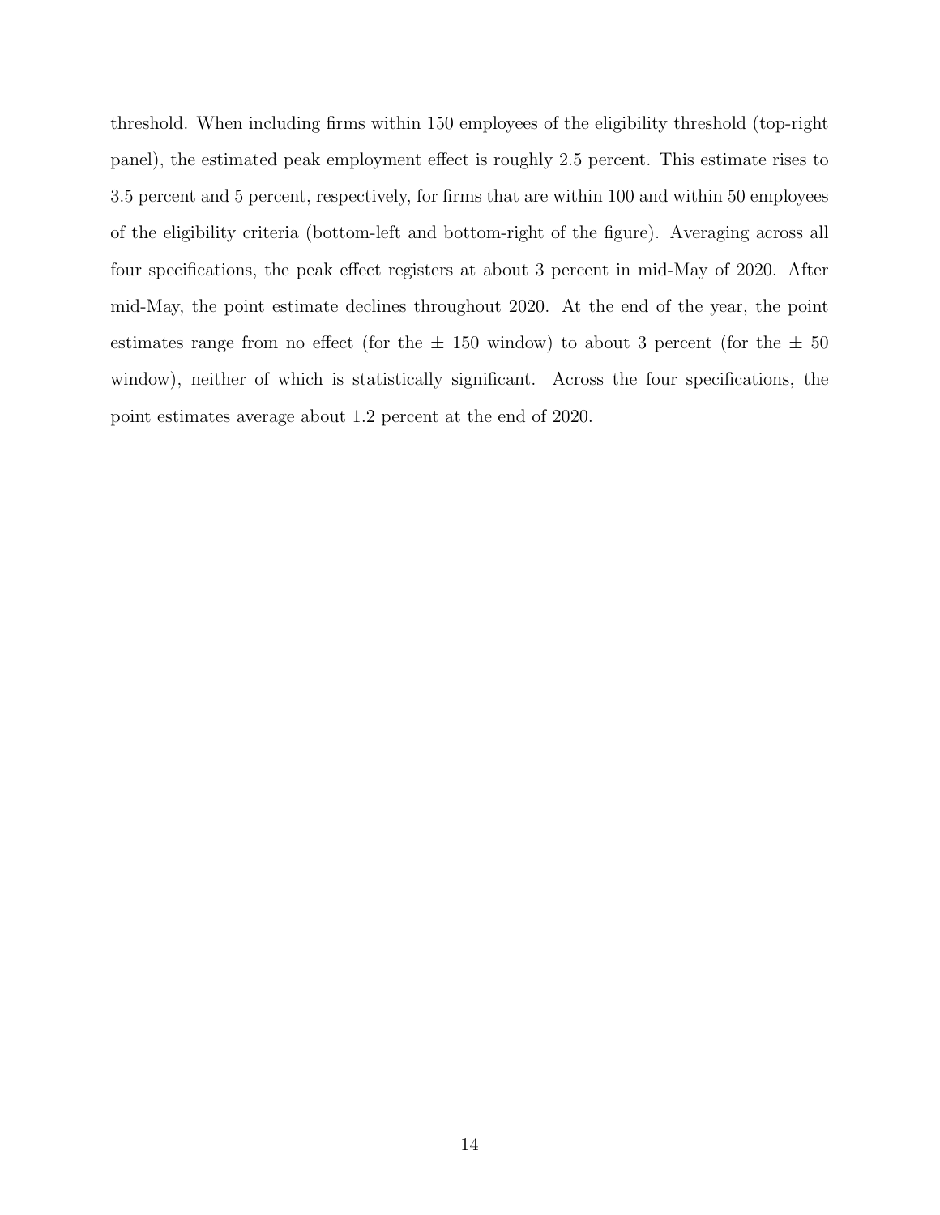threshold. When including firms within 150 employees of the eligibility threshold (top-right panel), the estimated peak employment effect is roughly 2.5 percent. This estimate rises to 3.5 percent and 5 percent, respectively, for firms that are within 100 and within 50 employees of the eligibility criteria (bottom-left and bottom-right of the figure). Averaging across all four specifications, the peak effect registers at about 3 percent in mid-May of 2020. After mid-May, the point estimate declines throughout 2020. At the end of the year, the point estimates range from no effect (for the ± 150 window) to about 3 percent (for the ± 50 window), neither of which is statistically significant. Across the four specifications, the point estimates average about 1.2 percent at the end of 2020.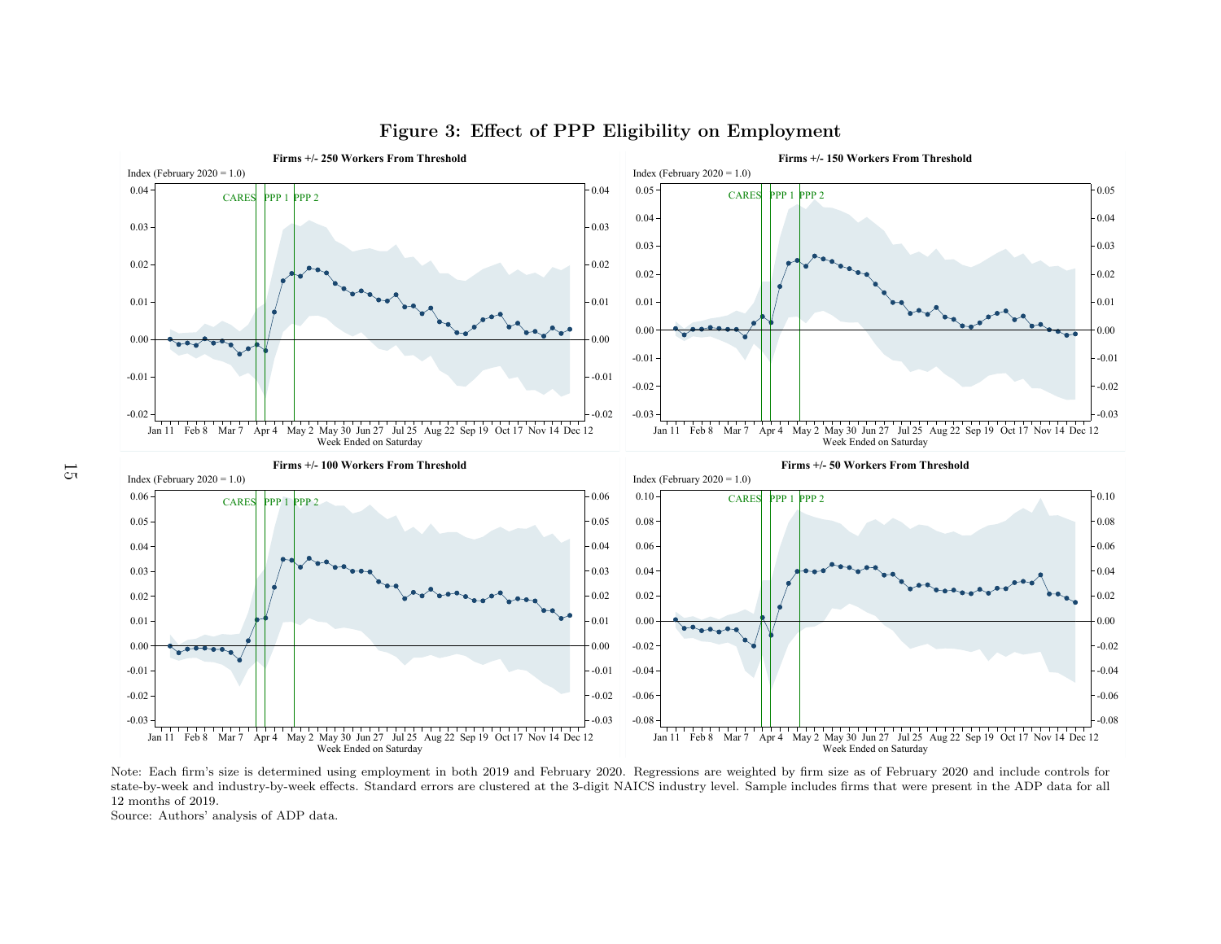# Figure 3: Effect of PPP Eligibility on Employment

Note: Each firm's size is determined using employment in both 2019 and February 2020. Regressions are weighted by firm size as of February 2020 and include controls for state-by-week and industry-by-week effects. Standard errors are clustered at the 3-digit NAICS industry level. Sample includes firms that were present in the ADP data for all 12 months of 2019.

Source: Authors' analysis of ADP data.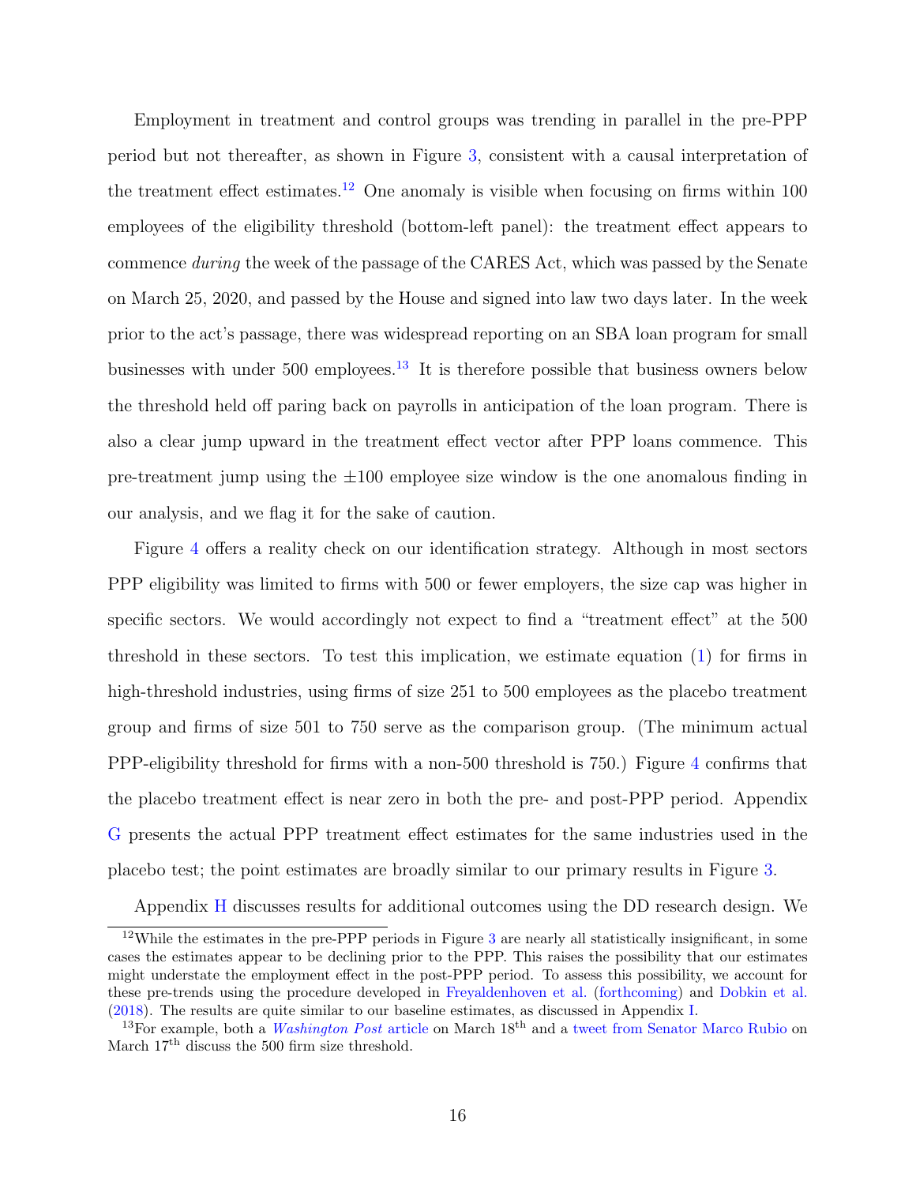Employment in treatment and control groups was trending in parallel in the pre-PPP period but not thereafter, as shown in Figure 3, consistent with a causal interpretation of the treatment effect estimates.[12] One anomaly is visible when focusing on firms within 100 employees of the eligibility threshold (bottom-left panel): the treatment effect appears to commence *during* the week of the passage of the CARES Act, which was passed by the Senate on March 25, 2020, and passed by the House and signed into law two days later. In the week prior to the act's passage, there was widespread reporting on an SBA loan program for small businesses with under 500 employees.[13] It is therefore possible that business owners below the threshold held off paring back on payrolls in anticipation of the loan program. There is also a clear jump upward in the treatment effect vector after PPP loans commence. This pre-treatment jump using the ±100 employee size window is the one anomalous finding in our analysis, and we flag it for the sake of caution.

Figure 4 offers a reality check on our identification strategy. Although in most sectors PPP eligibility was limited to firms with 500 or fewer employers, the size cap was higher in specific sectors. We would accordingly not expect to find a "treatment effect" at the 500 threshold in these sectors. To test this implication, we estimate equation (1) for firms in high-threshold industries, using firms of size 251 to 500 employees as the placebo treatment group and firms of size 501 to 750 serve as the comparison group. (The minimum actual PPP-eligibility threshold for firms with a non-500 threshold is 750.) Figure 4 confirms that the placebo treatment effect is near zero in both the pre- and post-PPP period. Appendix G presents the actual PPP treatment effect estimates for the same industries used in the placebo test; the point estimates are broadly similar to our primary results in Figure 3.

Appendix H discusses results for additional outcomes using the DD research design. We

---

[12] While the estimates in the pre-PPP periods in Figure 3 are nearly all statistically insignificant, in some cases the estimates appear to be declining prior to the PPP. This raises the possibility that our estimates might understate the employment effect in the post-PPP period. To assess this possibility, we account for these pre-trends using the procedure developed in Freyaldenhoven et al. (forthcoming) and Dobkin et al. (2018). The results are quite similar to our baseline estimates, as discussed in Appendix I.

[13] For example, both a *Washington Post* article on March 18th and a tweet from Senator Marco Rubio on March 17th discuss the 500 firm size threshold.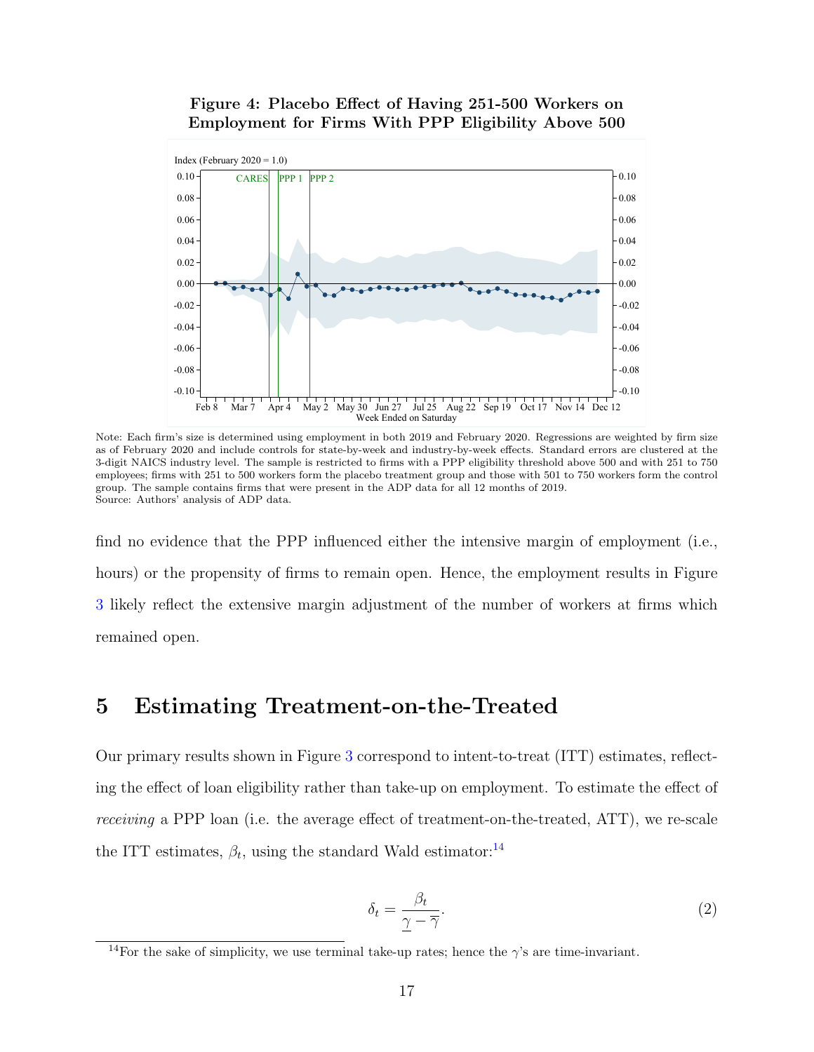**Figure 4: Placebo Effect of Having 251-500 Workers on Employment for Firms With PPP Eligibility Above 500**

Note: Each firm's size is determined using employment in both 2019 and February 2020. Regressions are weighted by firm size as of February 2020 and include controls for state-by-week and industry-by-week effects. Standard errors are clustered at the 3-digit NAICS industry level. The sample is restricted to firms with a PPP eligibility threshold above 500 and with 251 to 750 employees; firms with 251 to 500 workers form the placebo treatment group and those with 501 to 750 workers form the control group. The sample contains firms that were present in the ADP data for all 12 months of 2019.
Source: Authors' analysis of ADP data.

find no evidence that the PPP influenced either the intensive margin of employment (i.e., hours) or the propensity of firms to remain open. Hence, the employment results in Figure 3 likely reflect the extensive margin adjustment of the number of workers at firms which remained open.

## 5 Estimating Treatment-on-the-Treated

Our primary results shown in Figure 3 correspond to intent-to-treat (ITT) estimates, reflecting the effect of loan eligibility rather than take-up on employment. To estimate the effect of *receiving* a PPP loan (i.e. the average effect of treatment-on-the-treated, ATT), we re-scale the ITT estimates, $\beta_t$, using the standard Wald estimator:[14]

$$\delta_t = \frac{\beta_t}{\underline{\gamma} - \overline{\gamma}}. \tag{2}$$

[14] For the sake of simplicity, we use terminal take-up rates; hence the $\gamma$'s are time-invariant.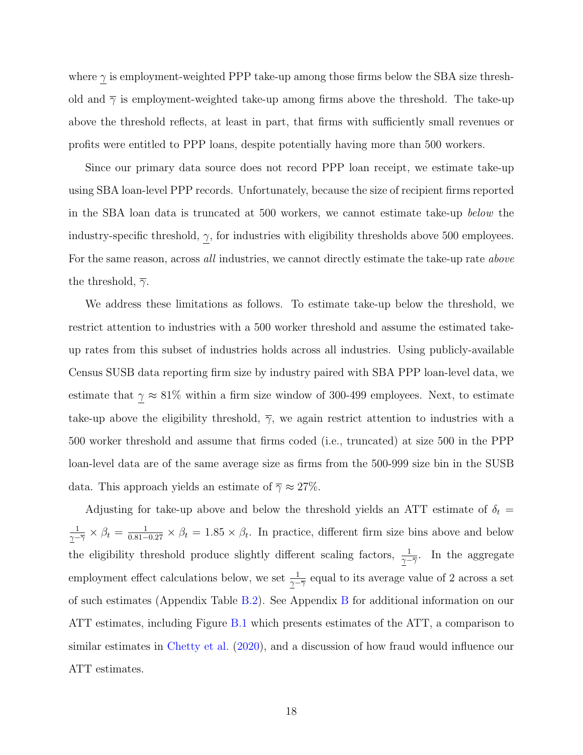where $\underline{\gamma}$ is employment-weighted PPP take-up among those firms below the SBA size threshold and $\overline{\gamma}$ is employment-weighted take-up among firms above the threshold. The take-up above the threshold reflects, at least in part, that firms with sufficiently small revenues or profits were entitled to PPP loans, despite potentially having more than 500 workers.

Since our primary data source does not record PPP loan receipt, we estimate take-up using SBA loan-level PPP records. Unfortunately, because the size of recipient firms reported in the SBA loan data is truncated at 500 workers, we cannot estimate take-up *below* the industry-specific threshold, $\underline{\gamma}$, for industries with eligibility thresholds above 500 employees. For the same reason, across *all* industries, we cannot directly estimate the take-up rate *above* the threshold, $\overline{\gamma}$.

We address these limitations as follows. To estimate take-up below the threshold, we restrict attention to industries with a 500 worker threshold and assume the estimated take-up rates from this subset of industries holds across all industries. Using publicly-available Census SUSB data reporting firm size by industry paired with SBA PPP loan-level data, we estimate that $\underline{\gamma} \approx 81\%$ within a firm size window of 300-499 employees. Next, to estimate take-up above the eligibility threshold, $\overline{\gamma}$, we again restrict attention to industries with a 500 worker threshold and assume that firms coded (i.e., truncated) at size 500 in the PPP loan-level data are of the same average size as firms from the 500-999 size bin in the SUSB data. This approach yields an estimate of $\overline{\gamma} \approx 27\%$.

Adjusting for take-up above and below the threshold yields an ATT estimate of $\delta_t = \frac{1}{\underline{\gamma}-\overline{\gamma}} \times \beta_t = \frac{1}{0.81-0.27} \times \beta_t = 1.85 \times \beta_t$. In practice, different firm size bins above and below the eligibility threshold produce slightly different scaling factors, $\frac{1}{\underline{\gamma}-\overline{\gamma}}$. In the aggregate employment effect calculations below, we set $\frac{1}{\underline{\gamma}-\overline{\gamma}}$ equal to its average value of 2 across a set of such estimates (Appendix Table B.2). See Appendix B for additional information on our ATT estimates, including Figure B.1 which presents estimates of the ATT, a comparison to similar estimates in Chetty et al. (2020), and a discussion of how fraud would influence our ATT estimates.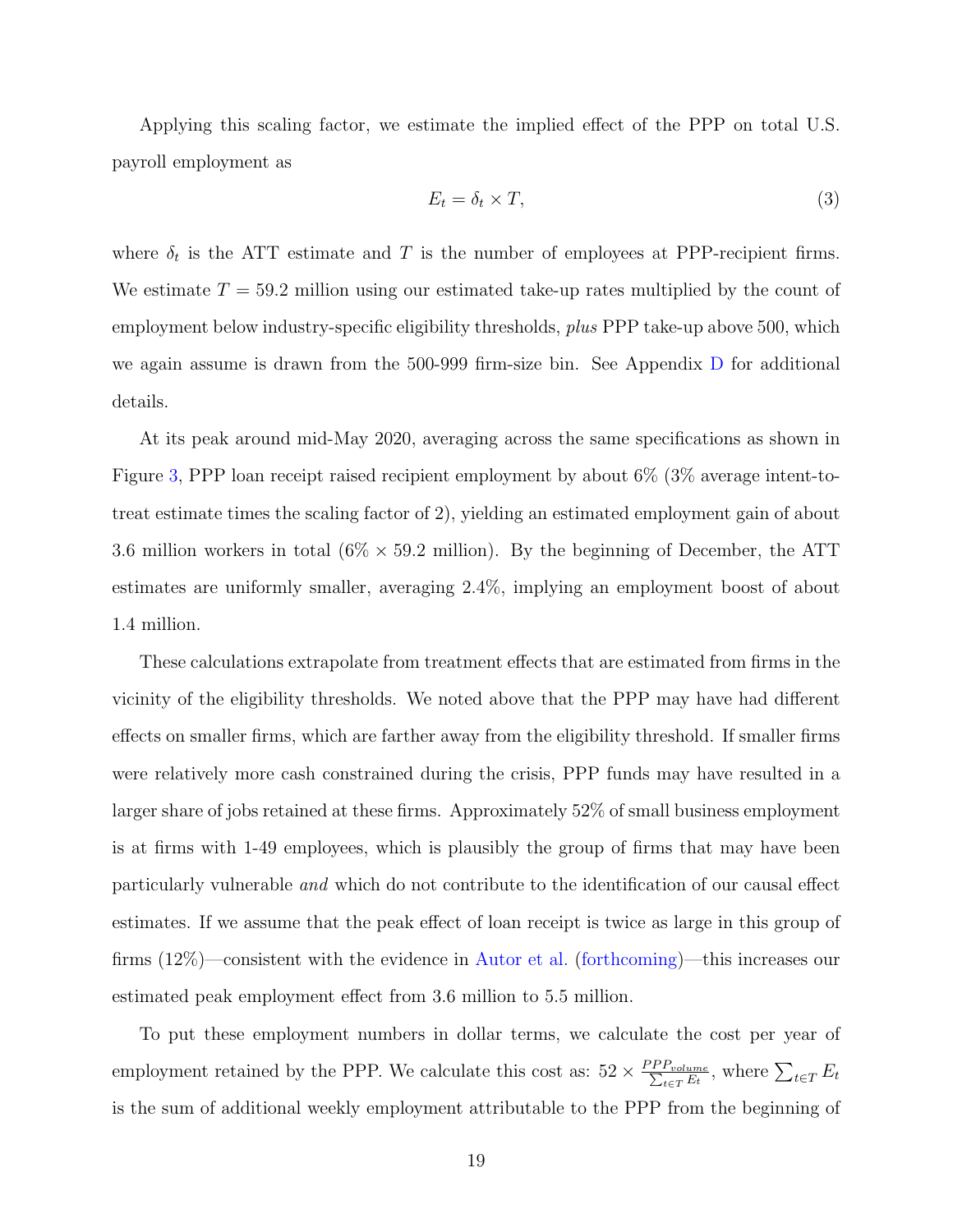Applying this scaling factor, we estimate the implied effect of the PPP on total U.S. payroll employment as

$$E_t = \delta_t \times T, \tag{3}$$

where $\delta_t$ is the ATT estimate and $T$ is the number of employees at PPP-recipient firms. We estimate $T = 59.2$ million using our estimated take-up rates multiplied by the count of employment below industry-specific eligibility thresholds, *plus* PPP take-up above 500, which we again assume is drawn from the 500-999 firm-size bin. See Appendix D for additional details.

At its peak around mid-May 2020, averaging across the same specifications as shown in Figure 3, PPP loan receipt raised recipient employment by about 6% (3% average intent-to-treat estimate times the scaling factor of 2), yielding an estimated employment gain of about 3.6 million workers in total (6% × 59.2 million). By the beginning of December, the ATT estimates are uniformly smaller, averaging 2.4%, implying an employment boost of about 1.4 million.

These calculations extrapolate from treatment effects that are estimated from firms in the vicinity of the eligibility thresholds. We noted above that the PPP may have had different effects on smaller firms, which are farther away from the eligibility threshold. If smaller firms were relatively more cash constrained during the crisis, PPP funds may have resulted in a larger share of jobs retained at these firms. Approximately 52% of small business employment is at firms with 1-49 employees, which is plausibly the group of firms that may have been particularly vulnerable *and* which do not contribute to the identification of our causal effect estimates. If we assume that the peak effect of loan receipt is twice as large in this group of firms (12%)—consistent with the evidence in Autor et al. (forthcoming)—this increases our estimated peak employment effect from 3.6 million to 5.5 million.

To put these employment numbers in dollar terms, we calculate the cost per year of employment retained by the PPP. We calculate this cost as: $52 \times \frac{PPP_{volume}}{\sum_{t \in T} E_t}$, where $\sum_{t \in T} E_t$ is the sum of additional weekly employment attributable to the PPP from the beginning of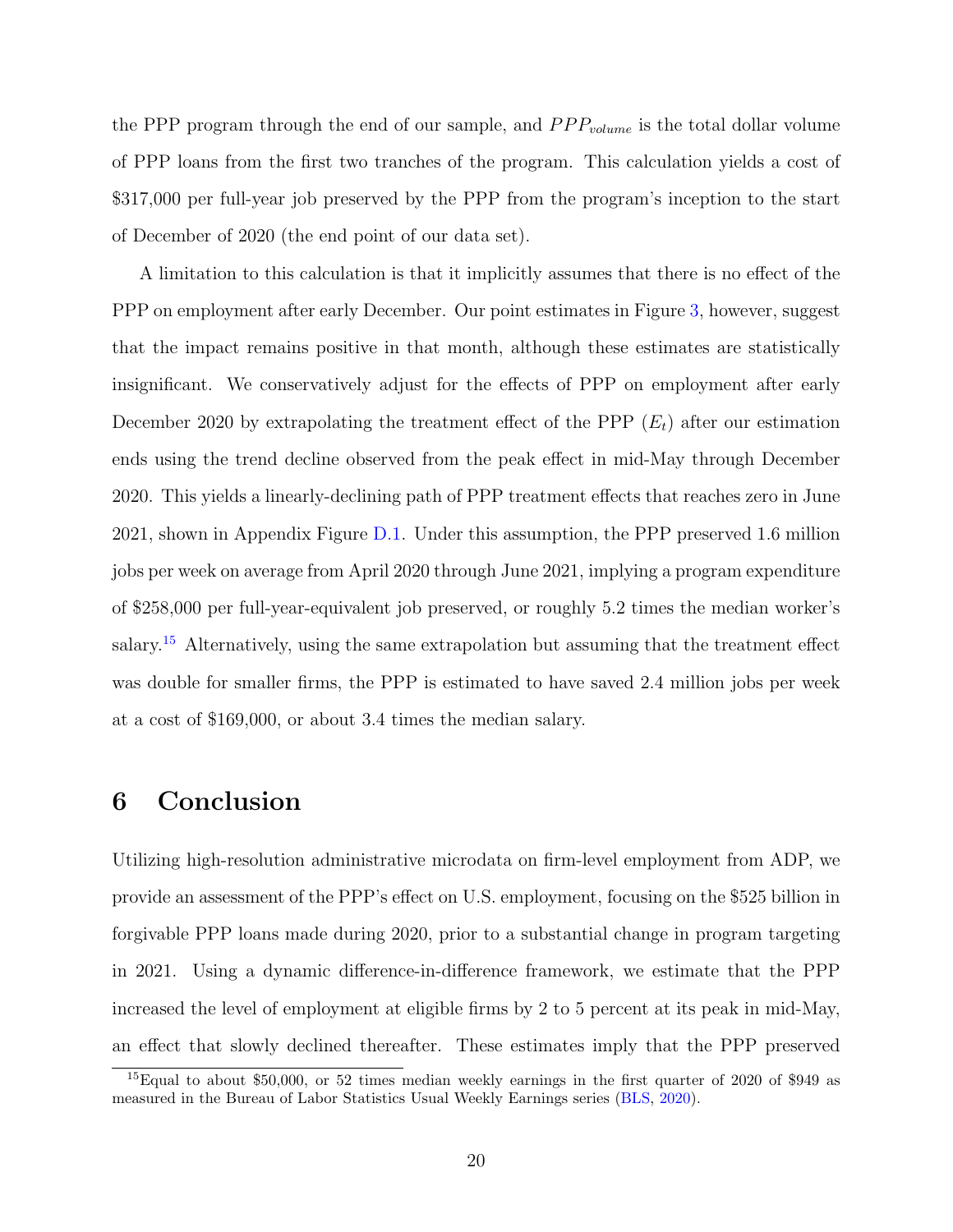the PPP program through the end of our sample, and $PPP_{volume}$ is the total dollar volume of PPP loans from the first two tranches of the program. This calculation yields a cost of $317,000 per full-year job preserved by the PPP from the program's inception to the start of December of 2020 (the end point of our data set).

A limitation to this calculation is that it implicitly assumes that there is no effect of the PPP on employment after early December. Our point estimates in Figure 3, however, suggest that the impact remains positive in that month, although these estimates are statistically insignificant. We conservatively adjust for the effects of PPP on employment after early December 2020 by extrapolating the treatment effect of the PPP ($E_t$) after our estimation ends using the trend decline observed from the peak effect in mid-May through December 2020. This yields a linearly-declining path of PPP treatment effects that reaches zero in June 2021, shown in Appendix Figure D.1. Under this assumption, the PPP preserved 1.6 million jobs per week on average from April 2020 through June 2021, implying a program expenditure of $258,000 per full-year-equivalent job preserved, or roughly 5.2 times the median worker's salary.[15] Alternatively, using the same extrapolation but assuming that the treatment effect was double for smaller firms, the PPP is estimated to have saved 2.4 million jobs per week at a cost of $169,000, or about 3.4 times the median salary.

# 6 Conclusion

Utilizing high-resolution administrative microdata on firm-level employment from ADP, we provide an assessment of the PPP's effect on U.S. employment, focusing on the $525 billion in forgivable PPP loans made during 2020, prior to a substantial change in program targeting in 2021. Using a dynamic difference-in-difference framework, we estimate that the PPP increased the level of employment at eligible firms by 2 to 5 percent at its peak in mid-May, an effect that slowly declined thereafter. These estimates imply that the PPP preserved

[15] Equal to about $50,000, or 52 times median weekly earnings in the first quarter of 2020 of $949 as measured in the Bureau of Labor Statistics Usual Weekly Earnings series (BLS, 2020).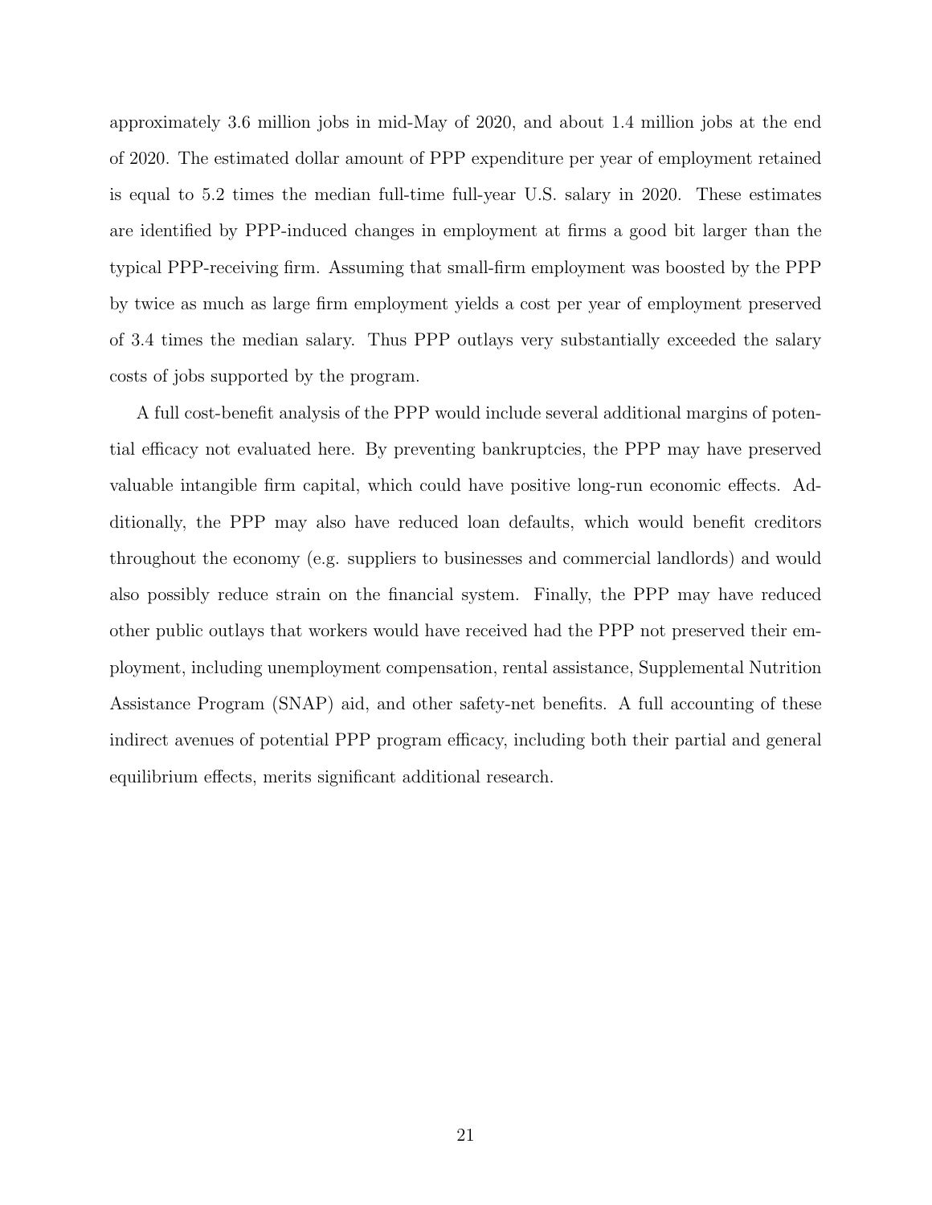approximately 3.6 million jobs in mid-May of 2020, and about 1.4 million jobs at the end of 2020. The estimated dollar amount of PPP expenditure per year of employment retained is equal to 5.2 times the median full-time full-year U.S. salary in 2020. These estimates are identified by PPP-induced changes in employment at firms a good bit larger than the typical PPP-receiving firm. Assuming that small-firm employment was boosted by the PPP by twice as much as large firm employment yields a cost per year of employment preserved of 3.4 times the median salary. Thus PPP outlays very substantially exceeded the salary costs of jobs supported by the program.

A full cost-benefit analysis of the PPP would include several additional margins of potential efficacy not evaluated here. By preventing bankruptcies, the PPP may have preserved valuable intangible firm capital, which could have positive long-run economic effects. Additionally, the PPP may also have reduced loan defaults, which would benefit creditors throughout the economy (e.g. suppliers to businesses and commercial landlords) and would also possibly reduce strain on the financial system. Finally, the PPP may have reduced other public outlays that workers would have received had the PPP not preserved their employment, including unemployment compensation, rental assistance, Supplemental Nutrition Assistance Program (SNAP) aid, and other safety-net benefits. A full accounting of these indirect avenues of potential PPP program efficacy, including both their partial and general equilibrium effects, merits significant additional research.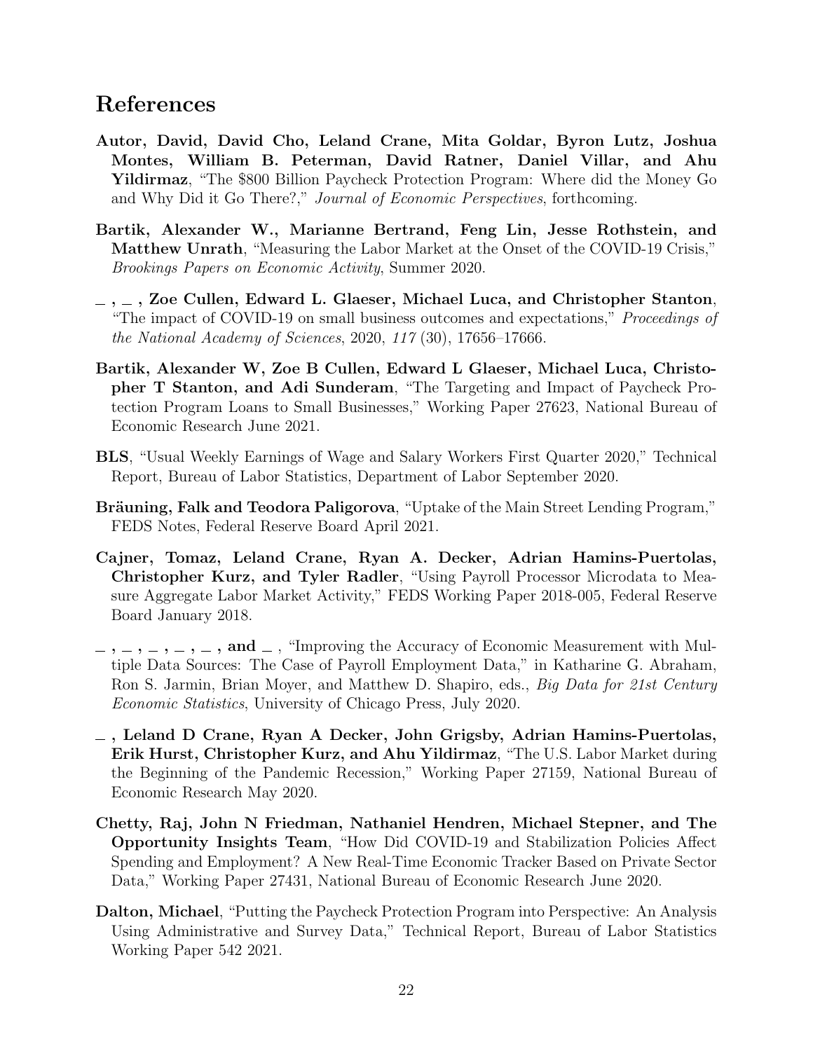## References

**Autor, David, David Cho, Leland Crane, Mita Goldar, Byron Lutz, Joshua Montes, William B. Peterman, David Ratner, Daniel Villar, and Ahu Yildirmaz**, "The $800 Billion Paycheck Protection Program: Where did the Money Go and Why Did it Go There?," *Journal of Economic Perspectives*, forthcoming.

**Bartik, Alexander W., Marianne Bertrand, Feng Lin, Jesse Rothstein, and Matthew Unrath**, "Measuring the Labor Market at the Onset of the COVID-19 Crisis," *Brookings Papers on Economic Activity*, Summer 2020.

**_ , _ , Zoe Cullen, Edward L. Glaeser, Michael Luca, and Christopher Stanton**, "The impact of COVID-19 on small business outcomes and expectations," *Proceedings of the National Academy of Sciences*, 2020, *117* (30), 17656–17666.

**Bartik, Alexander W, Zoe B Cullen, Edward L Glaeser, Michael Luca, Christopher T Stanton, and Adi Sunderam**, "The Targeting and Impact of Paycheck Protection Program Loans to Small Businesses," Working Paper 27623, National Bureau of Economic Research June 2021.

**BLS**, "Usual Weekly Earnings of Wage and Salary Workers First Quarter 2020," Technical Report, Bureau of Labor Statistics, Department of Labor September 2020.

**Bräuning, Falk and Teodora Paligorova**, "Uptake of the Main Street Lending Program," FEDS Notes, Federal Reserve Board April 2021.

**Cajner, Tomaz, Leland Crane, Ryan A. Decker, Adrian Hamins-Puertolas, Christopher Kurz, and Tyler Radler**, "Using Payroll Processor Microdata to Measure Aggregate Labor Market Activity," FEDS Working Paper 2018-005, Federal Reserve Board January 2018.

**_ , _ , _ , _ , _ , and _** , "Improving the Accuracy of Economic Measurement with Multiple Data Sources: The Case of Payroll Employment Data," in Katharine G. Abraham, Ron S. Jarmin, Brian Moyer, and Matthew D. Shapiro, eds., *Big Data for 21st Century Economic Statistics*, University of Chicago Press, July 2020.

**_ , Leland D Crane, Ryan A Decker, John Grigsby, Adrian Hamins-Puertolas, Erik Hurst, Christopher Kurz, and Ahu Yildirmaz**, "The U.S. Labor Market during the Beginning of the Pandemic Recession," Working Paper 27159, National Bureau of Economic Research May 2020.

**Chetty, Raj, John N Friedman, Nathaniel Hendren, Michael Stepner, and The Opportunity Insights Team**, "How Did COVID-19 and Stabilization Policies Affect Spending and Employment? A New Real-Time Economic Tracker Based on Private Sector Data," Working Paper 27431, National Bureau of Economic Research June 2020.

**Dalton, Michael**, "Putting the Paycheck Protection Program into Perspective: An Analysis Using Administrative and Survey Data," Technical Report, Bureau of Labor Statistics Working Paper 542 2021.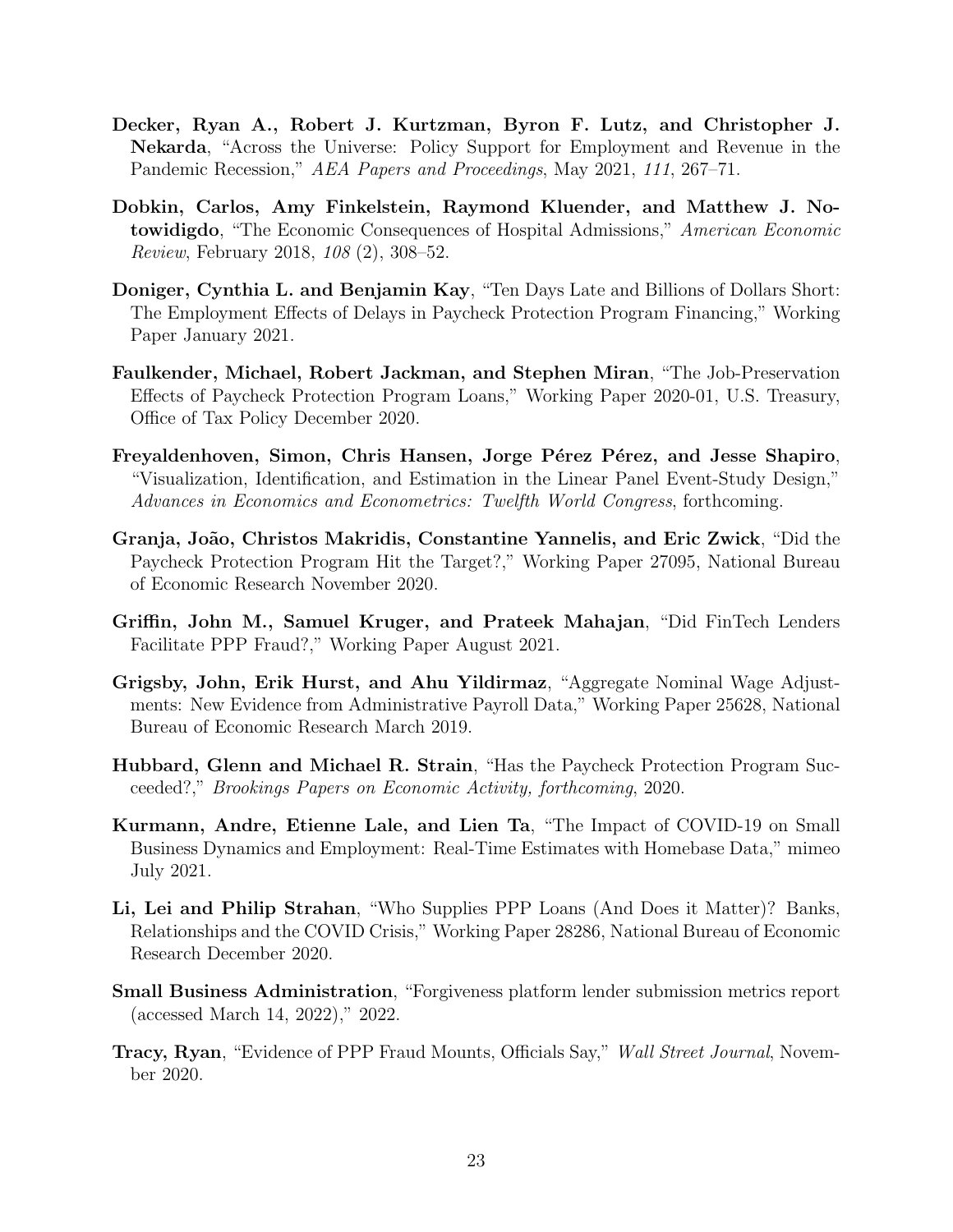**Decker, Ryan A., Robert J. Kurtzman, Byron F. Lutz, and Christopher J. Nekarda**, "Across the Universe: Policy Support for Employment and Revenue in the Pandemic Recession," *AEA Papers and Proceedings*, May 2021, *111*, 267–71.

**Dobkin, Carlos, Amy Finkelstein, Raymond Kluender, and Matthew J. Notowidigdo**, "The Economic Consequences of Hospital Admissions," *American Economic Review*, February 2018, *108* (2), 308–52.

**Doniger, Cynthia L. and Benjamin Kay**, "Ten Days Late and Billions of Dollars Short: The Employment Effects of Delays in Paycheck Protection Program Financing," Working Paper January 2021.

**Faulkender, Michael, Robert Jackman, and Stephen Miran**, "The Job-Preservation Effects of Paycheck Protection Program Loans," Working Paper 2020-01, U.S. Treasury, Office of Tax Policy December 2020.

**Freyaldenhoven, Simon, Chris Hansen, Jorge Pérez Pérez, and Jesse Shapiro**, "Visualization, Identification, and Estimation in the Linear Panel Event-Study Design," *Advances in Economics and Econometrics: Twelfth World Congress*, forthcoming.

**Granja, João, Christos Makridis, Constantine Yannelis, and Eric Zwick**, "Did the Paycheck Protection Program Hit the Target?," Working Paper 27095, National Bureau of Economic Research November 2020.

**Griffin, John M., Samuel Kruger, and Prateek Mahajan**, "Did FinTech Lenders Facilitate PPP Fraud?," Working Paper August 2021.

**Grigsby, John, Erik Hurst, and Ahu Yildirmaz**, "Aggregate Nominal Wage Adjustments: New Evidence from Administrative Payroll Data," Working Paper 25628, National Bureau of Economic Research March 2019.

**Hubbard, Glenn and Michael R. Strain**, "Has the Paycheck Protection Program Succeeded?," *Brookings Papers on Economic Activity, forthcoming*, 2020.

**Kurmann, Andre, Etienne Lale, and Lien Ta**, "The Impact of COVID-19 on Small Business Dynamics and Employment: Real-Time Estimates with Homebase Data," mimeo July 2021.

**Li, Lei and Philip Strahan**, "Who Supplies PPP Loans (And Does it Matter)? Banks, Relationships and the COVID Crisis," Working Paper 28286, National Bureau of Economic Research December 2020.

**Small Business Administration**, "Forgiveness platform lender submission metrics report (accessed March 14, 2022)," 2022.

**Tracy, Ryan**, "Evidence of PPP Fraud Mounts, Officials Say," *Wall Street Journal*, November 2020.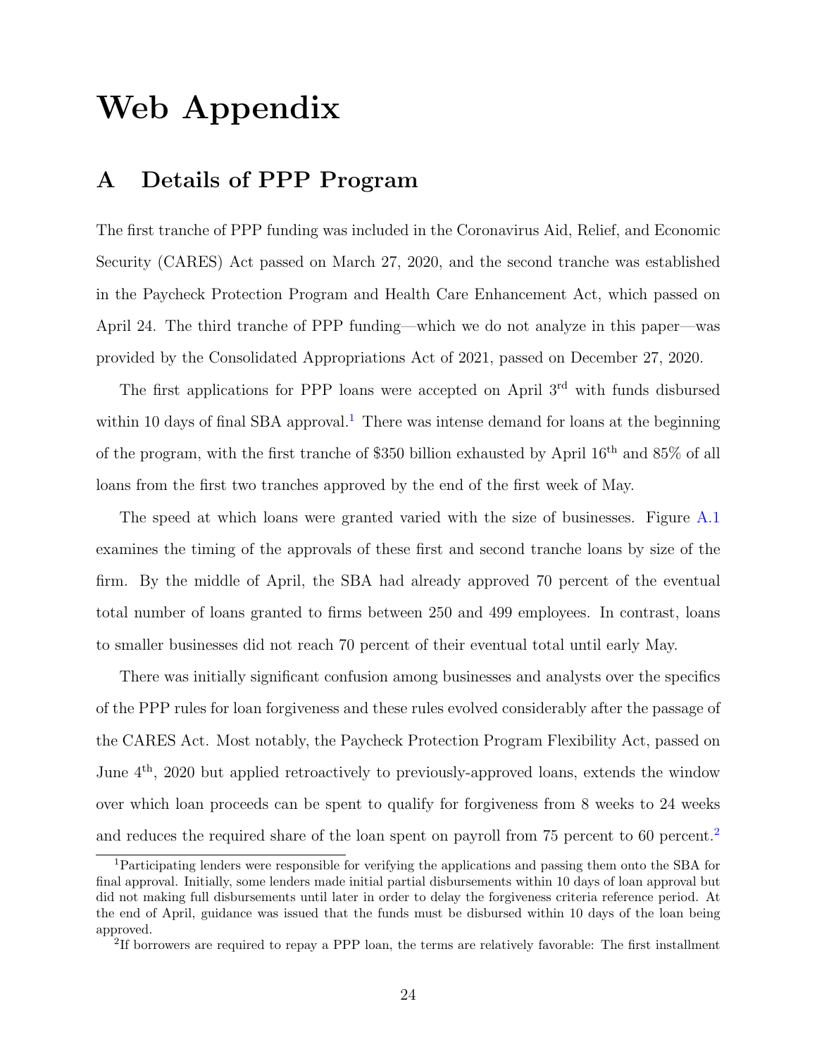# Web Appendix

## A Details of PPP Program

The first tranche of PPP funding was included in the Coronavirus Aid, Relief, and Economic Security (CARES) Act passed on March 27, 2020, and the second tranche was established in the Paycheck Protection Program and Health Care Enhancement Act, which passed on April 24. The third tranche of PPP funding—which we do not analyze in this paper—was provided by the Consolidated Appropriations Act of 2021, passed on December 27, 2020.

The first applications for PPP loans were accepted on April 3rd with funds disbursed within 10 days of final SBA approval.[1] There was intense demand for loans at the beginning of the program, with the first tranche of $350 billion exhausted by April 16th and 85% of all loans from the first two tranches approved by the end of the first week of May.

The speed at which loans were granted varied with the size of businesses. Figure A.1 examines the timing of the approvals of these first and second tranche loans by size of the firm. By the middle of April, the SBA had already approved 70 percent of the eventual total number of loans granted to firms between 250 and 499 employees. In contrast, loans to smaller businesses did not reach 70 percent of their eventual total until early May.

There was initially significant confusion among businesses and analysts over the specifics of the PPP rules for loan forgiveness and these rules evolved considerably after the passage of the CARES Act. Most notably, the Paycheck Protection Program Flexibility Act, passed on June 4th, 2020 but applied retroactively to previously-approved loans, extends the window over which loan proceeds can be spent to qualify for forgiveness from 8 weeks to 24 weeks and reduces the required share of the loan spent on payroll from 75 percent to 60 percent.[2]

[1] Participating lenders were responsible for verifying the applications and passing them onto the SBA for final approval. Initially, some lenders made initial partial disbursements within 10 days of loan approval but did not making full disbursements until later in order to delay the forgiveness criteria reference period. At the end of April, guidance was issued that the funds must be disbursed within 10 days of the loan being approved.

[2] If borrowers are required to repay a PPP loan, the terms are relatively favorable: The first installment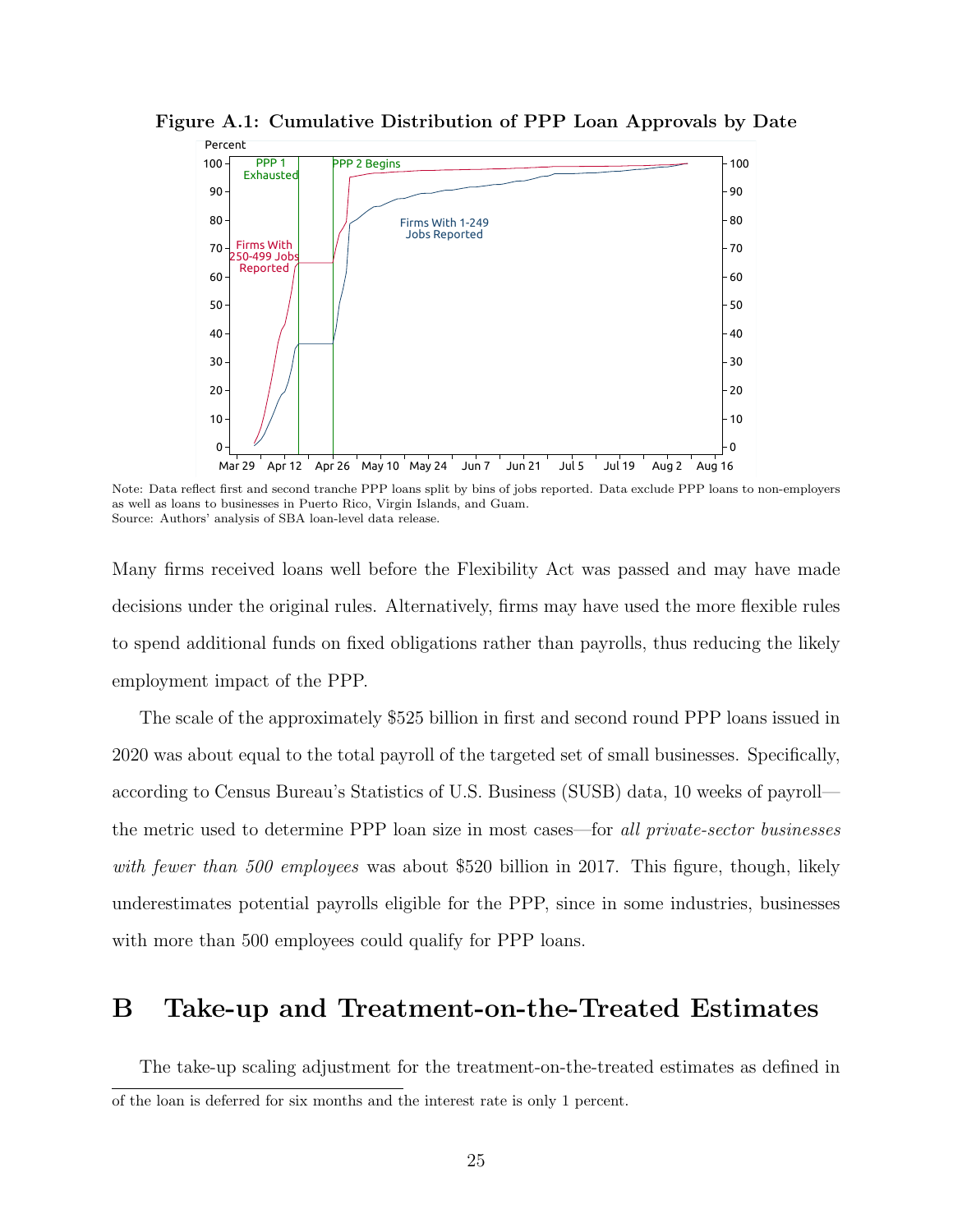**Figure A.1: Cumulative Distribution of PPP Loan Approvals by Date**

Note: Data reflect first and second tranche PPP loans split by bins of jobs reported. Data exclude PPP loans to non-employers as well as loans to businesses in Puerto Rico, Virgin Islands, and Guam.
Source: Authors' analysis of SBA loan-level data release.

Many firms received loans well before the Flexibility Act was passed and may have made decisions under the original rules. Alternatively, firms may have used the more flexible rules to spend additional funds on fixed obligations rather than payrolls, thus reducing the likely employment impact of the PPP.

The scale of the approximately $525 billion in first and second round PPP loans issued in 2020 was about equal to the total payroll of the targeted set of small businesses. Specifically, according to Census Bureau's Statistics of U.S. Business (SUSB) data, 10 weeks of payroll—the metric used to determine PPP loan size in most cases—for *all private-sector businesses with fewer than 500 employees* was about $520 billion in 2017. This figure, though, likely underestimates potential payrolls eligible for the PPP, since in some industries, businesses with more than 500 employees could qualify for PPP loans.

# B Take-up and Treatment-on-the-Treated Estimates

The take-up scaling adjustment for the treatment-on-the-treated estimates as defined in

of the loan is deferred for six months and the interest rate is only 1 percent.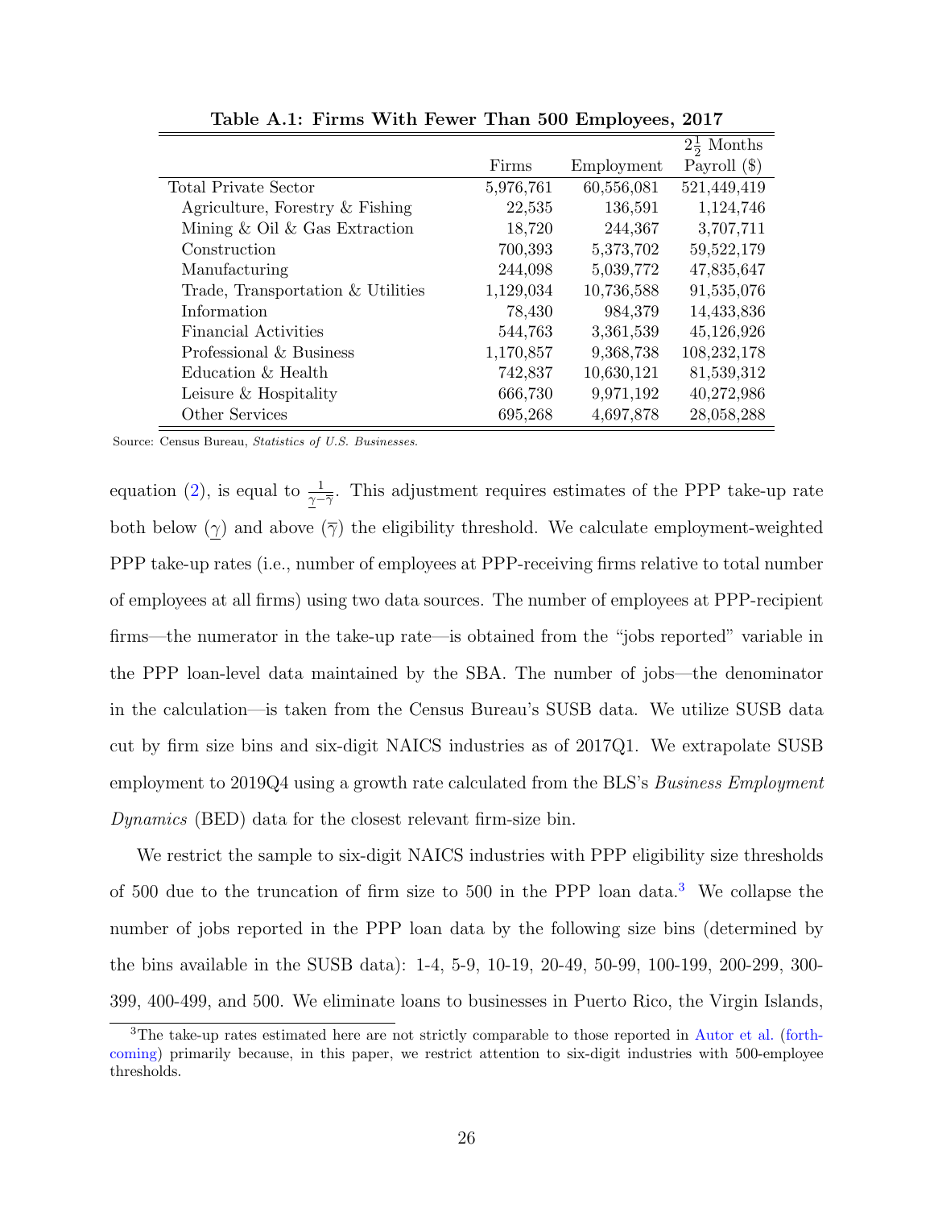**Table A.1: Firms With Fewer Than 500 Employees, 2017**

| | Firms | Employment | $2\frac{1}{2}$ Months Payroll ($) |
|---|---|---|---|
| Total Private Sector | 5,976,761 | 60,556,081 | 521,449,419 |
| Agriculture, Forestry & Fishing | 22,535 | 136,591 | 1,124,746 |
| Mining & Oil & Gas Extraction | 18,720 | 244,367 | 3,707,711 |
| Construction | 700,393 | 5,373,702 | 59,522,179 |
| Manufacturing | 244,098 | 5,039,772 | 47,835,647 |
| Trade, Transportation & Utilities | 1,129,034 | 10,736,588 | 91,535,076 |
| Information | 78,430 | 984,379 | 14,433,836 |
| Financial Activities | 544,763 | 3,361,539 | 45,126,926 |
| Professional & Business | 1,170,857 | 9,368,738 | 108,232,178 |
| Education & Health | 742,837 | 10,630,121 | 81,539,312 |
| Leisure & Hospitality | 666,730 | 9,971,192 | 40,272,986 |
| Other Services | 695,268 | 4,697,878 | 28,058,288 |

Source: Census Bureau, *Statistics of U.S. Businesses*.

equation (2), is equal to $\frac{1}{\underline{\gamma}-\overline{\gamma}}$. This adjustment requires estimates of the PPP take-up rate both below ($\underline{\gamma}$) and above ($\overline{\gamma}$) the eligibility threshold. We calculate employment-weighted PPP take-up rates (i.e., number of employees at PPP-receiving firms relative to total number of employees at all firms) using two data sources. The number of employees at PPP-recipient firms—the numerator in the take-up rate—is obtained from the "jobs reported" variable in the PPP loan-level data maintained by the SBA. The number of jobs—the denominator in the calculation—is taken from the Census Bureau's SUSB data. We utilize SUSB data cut by firm size bins and six-digit NAICS industries as of 2017Q1. We extrapolate SUSB employment to 2019Q4 using a growth rate calculated from the BLS's *Business Employment Dynamics* (BED) data for the closest relevant firm-size bin.

We restrict the sample to six-digit NAICS industries with PPP eligibility size thresholds of 500 due to the truncation of firm size to 500 in the PPP loan data.[3] We collapse the number of jobs reported in the PPP loan data by the following size bins (determined by the bins available in the SUSB data): 1-4, 5-9, 10-19, 20-49, 50-99, 100-199, 200-299, 300-399, 400-499, and 500. We eliminate loans to businesses in Puerto Rico, the Virgin Islands,

[3] The take-up rates estimated here are not strictly comparable to those reported in Autor et al. (forthcoming) primarily because, in this paper, we restrict attention to six-digit industries with 500-employee thresholds.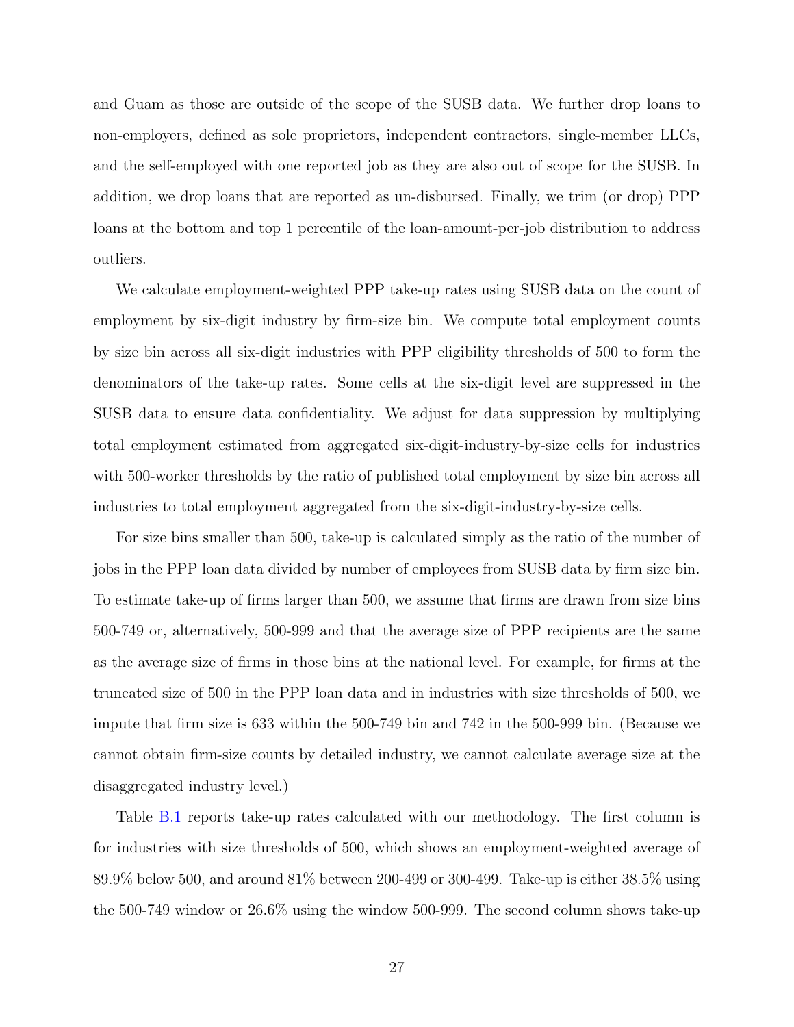and Guam as those are outside of the scope of the SUSB data. We further drop loans to non-employers, defined as sole proprietors, independent contractors, single-member LLCs, and the self-employed with one reported job as they are also out of scope for the SUSB. In addition, we drop loans that are reported as un-disbursed. Finally, we trim (or drop) PPP loans at the bottom and top 1 percentile of the loan-amount-per-job distribution to address outliers.

We calculate employment-weighted PPP take-up rates using SUSB data on the count of employment by six-digit industry by firm-size bin. We compute total employment counts by size bin across all six-digit industries with PPP eligibility thresholds of 500 to form the denominators of the take-up rates. Some cells at the six-digit level are suppressed in the SUSB data to ensure data confidentiality. We adjust for data suppression by multiplying total employment estimated from aggregated six-digit-industry-by-size cells for industries with 500-worker thresholds by the ratio of published total employment by size bin across all industries to total employment aggregated from the six-digit-industry-by-size cells.

For size bins smaller than 500, take-up is calculated simply as the ratio of the number of jobs in the PPP loan data divided by number of employees from SUSB data by firm size bin. To estimate take-up of firms larger than 500, we assume that firms are drawn from size bins 500-749 or, alternatively, 500-999 and that the average size of PPP recipients are the same as the average size of firms in those bins at the national level. For example, for firms at the truncated size of 500 in the PPP loan data and in industries with size thresholds of 500, we impute that firm size is 633 within the 500-749 bin and 742 in the 500-999 bin. (Because we cannot obtain firm-size counts by detailed industry, we cannot calculate average size at the disaggregated industry level.)

Table B.1 reports take-up rates calculated with our methodology. The first column is for industries with size thresholds of 500, which shows an employment-weighted average of 89.9% below 500, and around 81% between 200-499 or 300-499. Take-up is either 38.5% using the 500-749 window or 26.6% using the window 500-999. The second column shows take-up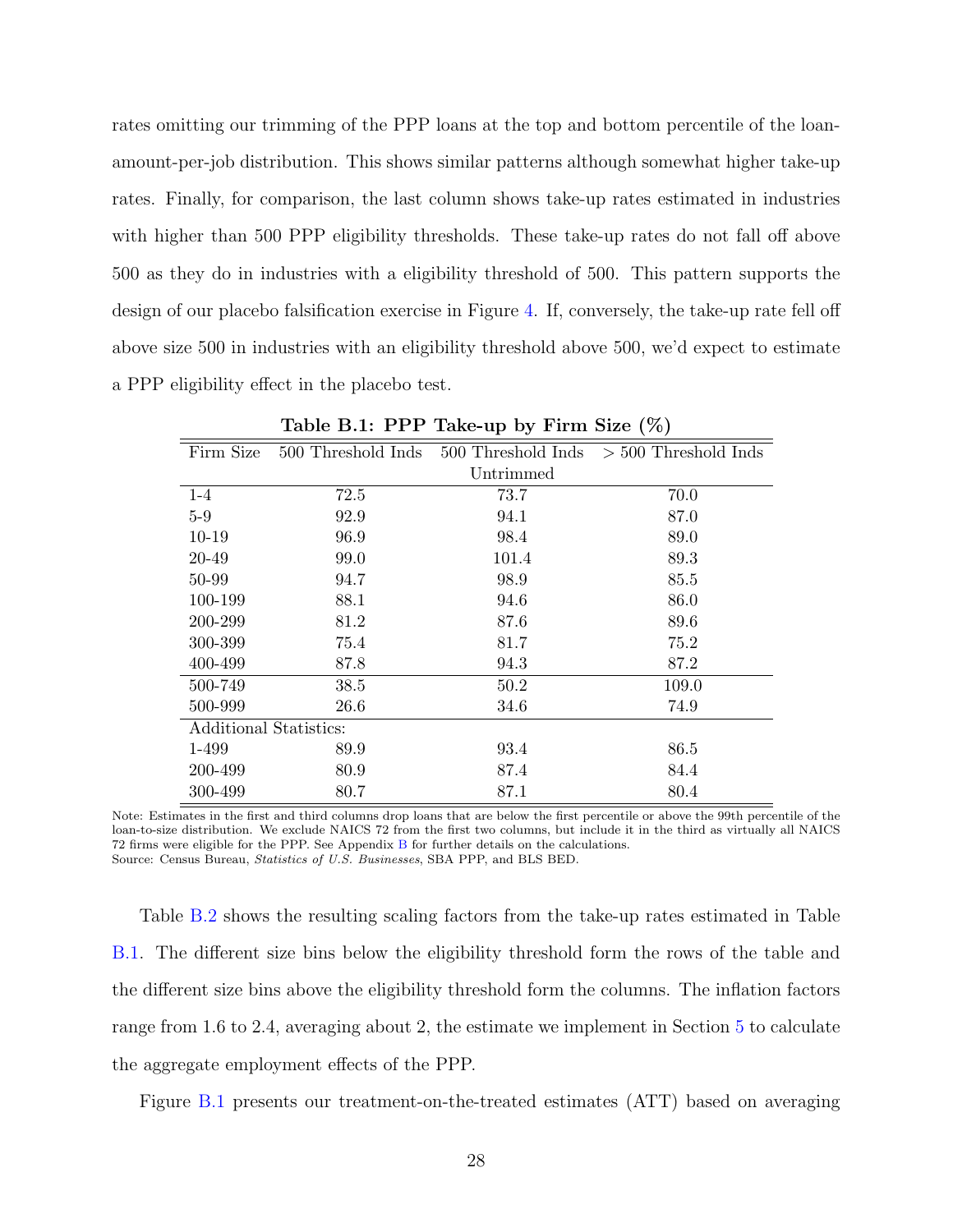rates omitting our trimming of the PPP loans at the top and bottom percentile of the loan-amount-per-job distribution. This shows similar patterns although somewhat higher take-up rates. Finally, for comparison, the last column shows take-up rates estimated in industries with higher than 500 PPP eligibility thresholds. These take-up rates do not fall off above 500 as they do in industries with a eligibility threshold of 500. This pattern supports the design of our placebo falsification exercise in Figure 4. If, conversely, the take-up rate fell off above size 500 in industries with an eligibility threshold above 500, we'd expect to estimate a PPP eligibility effect in the placebo test.

**Table B.1: PPP Take-up by Firm Size (%)**

| Firm Size | 500 Threshold Inds | 500 Threshold Inds Untrimmed | > 500 Threshold Inds |
|---|---|---|---|
| 1-4 | 72.5 | 73.7 | 70.0 |
| 5-9 | 92.9 | 94.1 | 87.0 |
| 10-19 | 96.9 | 98.4 | 89.0 |
| 20-49 | 99.0 | 101.4 | 89.3 |
| 50-99 | 94.7 | 98.9 | 85.5 |
| 100-199 | 88.1 | 94.6 | 86.0 |
| 200-299 | 81.2 | 87.6 | 89.6 |
| 300-399 | 75.4 | 81.7 | 75.2 |
| 400-499 | 87.8 | 94.3 | 87.2 |
| 500-749 | 38.5 | 50.2 | 109.0 |
| 500-999 | 26.6 | 34.6 | 74.9 |
| Additional Statistics: | | | |
| 1-499 | 89.9 | 93.4 | 86.5 |
| 200-499 | 80.9 | 87.4 | 84.4 |
| 300-499 | 80.7 | 87.1 | 80.4 |

Note: Estimates in the first and third columns drop loans that are below the first percentile or above the 99th percentile of the loan-to-size distribution. We exclude NAICS 72 from the first two columns, but include it in the third as virtually all NAICS 72 firms were eligible for the PPP. See Appendix B for further details on the calculations.
Source: Census Bureau, *Statistics of U.S. Businesses*, SBA PPP, and BLS BED.

Table B.2 shows the resulting scaling factors from the take-up rates estimated in Table B.1. The different size bins below the eligibility threshold form the rows of the table and the different size bins above the eligibility threshold form the columns. The inflation factors range from 1.6 to 2.4, averaging about 2, the estimate we implement in Section 5 to calculate the aggregate employment effects of the PPP.

Figure B.1 presents our treatment-on-the-treated estimates (ATT) based on averaging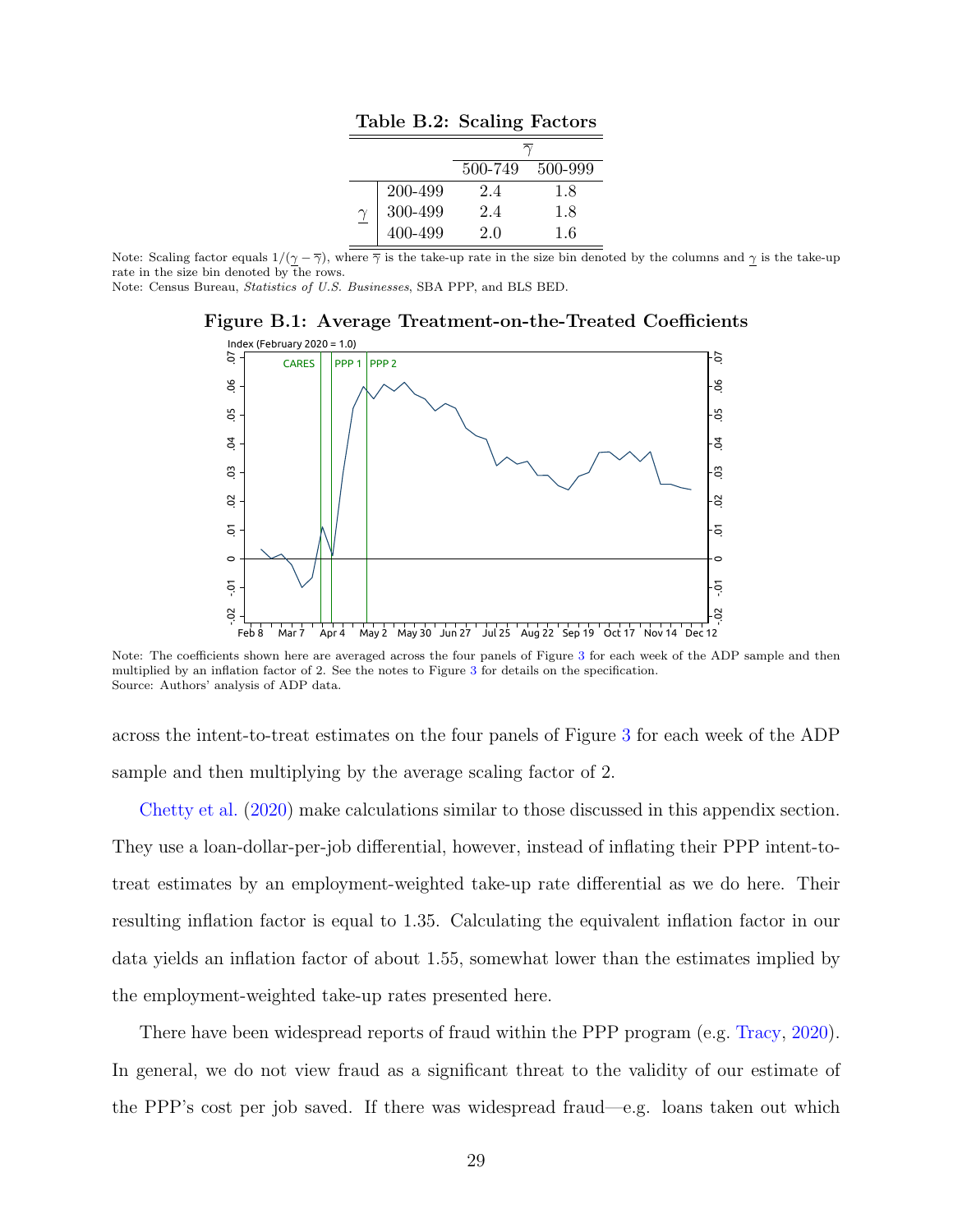**Table B.2: Scaling Factors**

| | | $\overline{\gamma}$ | |
|---|---|---|---|
| | | 500-749 | 500-999 |
| $\underline{\gamma}$ | 200-499 | 2.4 | 1.8 |
| | 300-499 | 2.4 | 1.8 |
| | 400-499 | 2.0 | 1.6 |

Note: Scaling factor equals $1/(\underline{\gamma} - \overline{\gamma})$, where $\overline{\gamma}$ is the take-up rate in the size bin denoted by the columns and $\underline{\gamma}$ is the take-up rate in the size bin denoted by the rows.
Note: Census Bureau, *Statistics of U.S. Businesses*, SBA PPP, and BLS BED.

**Figure B.1: Average Treatment-on-the-Treated Coefficients**

Note: The coefficients shown here are averaged across the four panels of Figure 3 for each week of the ADP sample and then multiplied by an inflation factor of 2. See the notes to Figure 3 for details on the specification.
Source: Authors' analysis of ADP data.

across the intent-to-treat estimates on the four panels of Figure 3 for each week of the ADP sample and then multiplying by the average scaling factor of 2.

Chetty et al. (2020) make calculations similar to those discussed in this appendix section. They use a loan-dollar-per-job differential, however, instead of inflating their PPP intent-to-treat estimates by an employment-weighted take-up rate differential as we do here. Their resulting inflation factor is equal to 1.35. Calculating the equivalent inflation factor in our data yields an inflation factor of about 1.55, somewhat lower than the estimates implied by the employment-weighted take-up rates presented here.

There have been widespread reports of fraud within the PPP program (e.g. Tracy, 2020). In general, we do not view fraud as a significant threat to the validity of our estimate of the PPP's cost per job saved. If there was widespread fraud—e.g. loans taken out which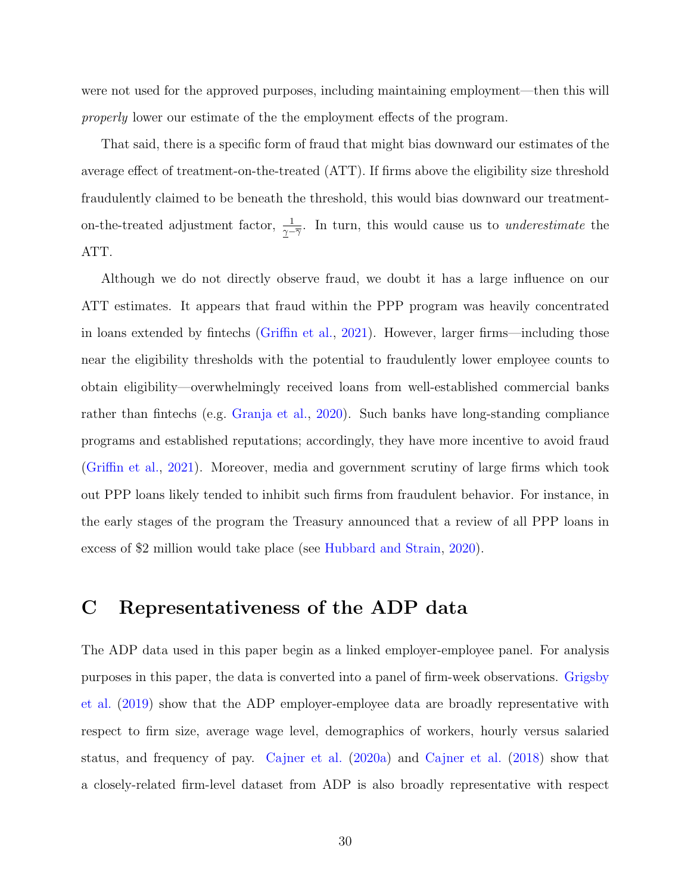were not used for the approved purposes, including maintaining employment—then this will *properly* lower our estimate of the the employment effects of the program.

That said, there is a specific form of fraud that might bias downward our estimates of the average effect of treatment-on-the-treated (ATT). If firms above the eligibility size threshold fraudulently claimed to be beneath the threshold, this would bias downward our treatment-on-the-treated adjustment factor, $\frac{1}{\underline{\gamma}-\overline{\gamma}}$. In turn, this would cause us to *underestimate* the ATT.

Although we do not directly observe fraud, we doubt it has a large influence on our ATT estimates. It appears that fraud within the PPP program was heavily concentrated in loans extended by fintechs (Griffin et al., 2021). However, larger firms—including those near the eligibility thresholds with the potential to fraudulently lower employee counts to obtain eligibility—overwhelmingly received loans from well-established commercial banks rather than fintechs (e.g. Granja et al., 2020). Such banks have long-standing compliance programs and established reputations; accordingly, they have more incentive to avoid fraud (Griffin et al., 2021). Moreover, media and government scrutiny of large firms which took out PPP loans likely tended to inhibit such firms from fraudulent behavior. For instance, in the early stages of the program the Treasury announced that a review of all PPP loans in excess of $2 million would take place (see Hubbard and Strain, 2020).

# C Representativeness of the ADP data

The ADP data used in this paper begin as a linked employer-employee panel. For analysis purposes in this paper, the data is converted into a panel of firm-week observations. Grigsby et al. (2019) show that the ADP employer-employee data are broadly representative with respect to firm size, average wage level, demographics of workers, hourly versus salaried status, and frequency of pay. Cajner et al. (2020a) and Cajner et al. (2018) show that a closely-related firm-level dataset from ADP is also broadly representative with respect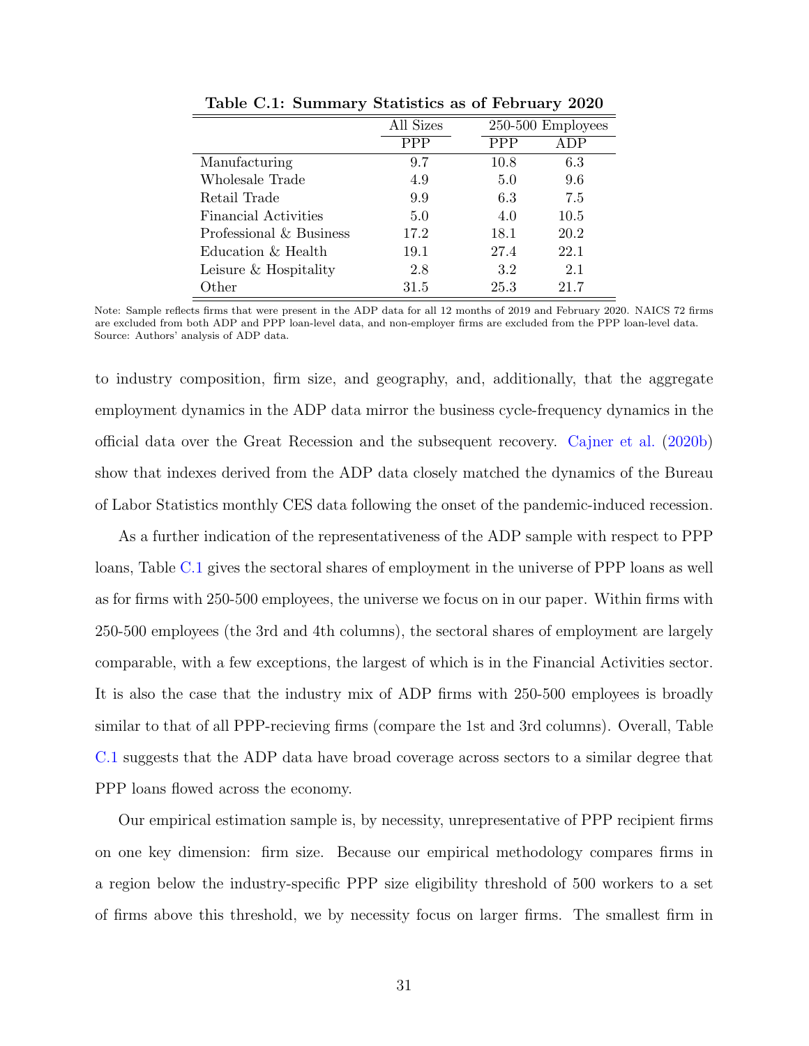**Table C.1: Summary Statistics as of February 2020**

| | All Sizes | 250-500 Employees | |
|---|---|---|---|
| | PPP | PPP | ADP |
| Manufacturing | 9.7 | 10.8 | 6.3 |
| Wholesale Trade | 4.9 | 5.0 | 9.6 |
| Retail Trade | 9.9 | 6.3 | 7.5 |
| Financial Activities | 5.0 | 4.0 | 10.5 |
| Professional & Business | 17.2 | 18.1 | 20.2 |
| Education & Health | 19.1 | 27.4 | 22.1 |
| Leisure & Hospitality | 2.8 | 3.2 | 2.1 |
| Other | 31.5 | 25.3 | 21.7 |

Note: Sample reflects firms that were present in the ADP data for all 12 months of 2019 and February 2020. NAICS 72 firms are excluded from both ADP and PPP loan-level data, and non-employer firms are excluded from the PPP loan-level data. Source: Authors' analysis of ADP data.

to industry composition, firm size, and geography, and, additionally, that the aggregate employment dynamics in the ADP data mirror the business cycle-frequency dynamics in the official data over the Great Recession and the subsequent recovery. Cajner et al. (2020b) show that indexes derived from the ADP data closely matched the dynamics of the Bureau of Labor Statistics monthly CES data following the onset of the pandemic-induced recession.

As a further indication of the representativeness of the ADP sample with respect to PPP loans, Table C.1 gives the sectoral shares of employment in the universe of PPP loans as well as for firms with 250-500 employees, the universe we focus on in our paper. Within firms with 250-500 employees (the 3rd and 4th columns), the sectoral shares of employment are largely comparable, with a few exceptions, the largest of which is in the Financial Activities sector. It is also the case that the industry mix of ADP firms with 250-500 employees is broadly similar to that of all PPP-recieving firms (compare the 1st and 3rd columns). Overall, Table C.1 suggests that the ADP data have broad coverage across sectors to a similar degree that PPP loans flowed across the economy.

Our empirical estimation sample is, by necessity, unrepresentative of PPP recipient firms on one key dimension: firm size. Because our empirical methodology compares firms in a region below the industry-specific PPP size eligibility threshold of 500 workers to a set of firms above this threshold, we by necessity focus on larger firms. The smallest firm in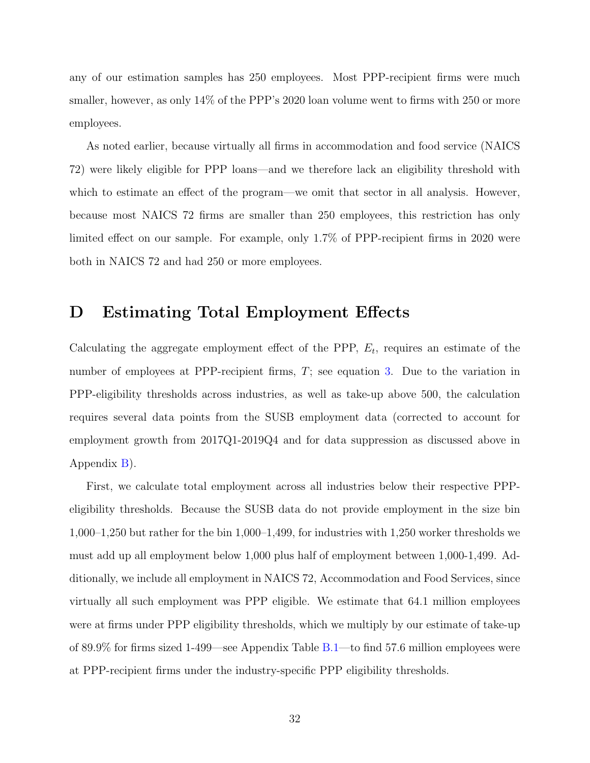any of our estimation samples has 250 employees. Most PPP-recipient firms were much smaller, however, as only 14% of the PPP's 2020 loan volume went to firms with 250 or more employees.

As noted earlier, because virtually all firms in accommodation and food service (NAICS 72) were likely eligible for PPP loans—and we therefore lack an eligibility threshold with which to estimate an effect of the program—we omit that sector in all analysis. However, because most NAICS 72 firms are smaller than 250 employees, this restriction has only limited effect on our sample. For example, only 1.7% of PPP-recipient firms in 2020 were both in NAICS 72 and had 250 or more employees.

# D Estimating Total Employment Effects

Calculating the aggregate employment effect of the PPP, $E_t$, requires an estimate of the number of employees at PPP-recipient firms, $T$; see equation 3. Due to the variation in PPP-eligibility thresholds across industries, as well as take-up above 500, the calculation requires several data points from the SUSB employment data (corrected to account for employment growth from 2017Q1-2019Q4 and for data suppression as discussed above in Appendix B).

First, we calculate total employment across all industries below their respective PPP-eligibility thresholds. Because the SUSB data do not provide employment in the size bin 1,000–1,250 but rather for the bin 1,000–1,499, for industries with 1,250 worker thresholds we must add up all employment below 1,000 plus half of employment between 1,000-1,499. Additionally, we include all employment in NAICS 72, Accommodation and Food Services, since virtually all such employment was PPP eligible. We estimate that 64.1 million employees were at firms under PPP eligibility thresholds, which we multiply by our estimate of take-up of 89.9% for firms sized 1-499—see Appendix Table B.1—to find 57.6 million employees were at PPP-recipient firms under the industry-specific PPP eligibility thresholds.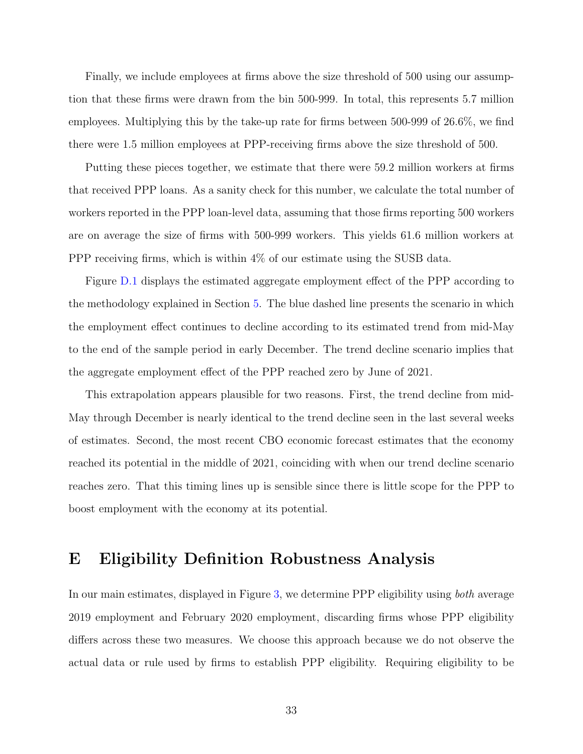Finally, we include employees at firms above the size threshold of 500 using our assumption that these firms were drawn from the bin 500-999. In total, this represents 5.7 million employees. Multiplying this by the take-up rate for firms between 500-999 of 26.6%, we find there were 1.5 million employees at PPP-receiving firms above the size threshold of 500.

Putting these pieces together, we estimate that there were 59.2 million workers at firms that received PPP loans. As a sanity check for this number, we calculate the total number of workers reported in the PPP loan-level data, assuming that those firms reporting 500 workers are on average the size of firms with 500-999 workers. This yields 61.6 million workers at PPP receiving firms, which is within 4% of our estimate using the SUSB data.

Figure D.1 displays the estimated aggregate employment effect of the PPP according to the methodology explained in Section 5. The blue dashed line presents the scenario in which the employment effect continues to decline according to its estimated trend from mid-May to the end of the sample period in early December. The trend decline scenario implies that the aggregate employment effect of the PPP reached zero by June of 2021.

This extrapolation appears plausible for two reasons. First, the trend decline from mid-May through December is nearly identical to the trend decline seen in the last several weeks of estimates. Second, the most recent CBO economic forecast estimates that the economy reached its potential in the middle of 2021, coinciding with when our trend decline scenario reaches zero. That this timing lines up is sensible since there is little scope for the PPP to boost employment with the economy at its potential.

# E Eligibility Definition Robustness Analysis

In our main estimates, displayed in Figure 3, we determine PPP eligibility using *both* average 2019 employment and February 2020 employment, discarding firms whose PPP eligibility differs across these two measures. We choose this approach because we do not observe the actual data or rule used by firms to establish PPP eligibility. Requiring eligibility to be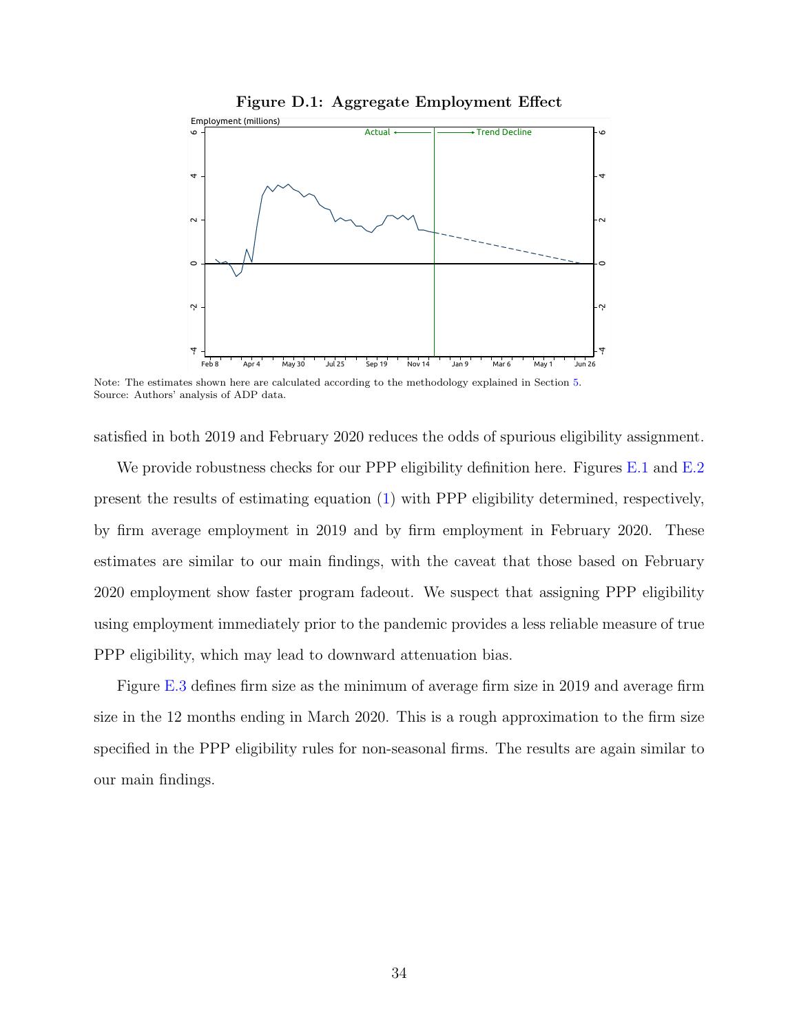**Figure D.1: Aggregate Employment Effect**

Note: The estimates shown here are calculated according to the methodology explained in Section 5.
Source: Authors' analysis of ADP data.

satisfied in both 2019 and February 2020 reduces the odds of spurious eligibility assignment.

We provide robustness checks for our PPP eligibility definition here. Figures E.1 and E.2 present the results of estimating equation (1) with PPP eligibility determined, respectively, by firm average employment in 2019 and by firm employment in February 2020. These estimates are similar to our main findings, with the caveat that those based on February 2020 employment show faster program fadeout. We suspect that assigning PPP eligibility using employment immediately prior to the pandemic provides a less reliable measure of true PPP eligibility, which may lead to downward attenuation bias.

Figure E.3 defines firm size as the minimum of average firm size in 2019 and average firm size in the 12 months ending in March 2020. This is a rough approximation to the firm size specified in the PPP eligibility rules for non-seasonal firms. The results are again similar to our main findings.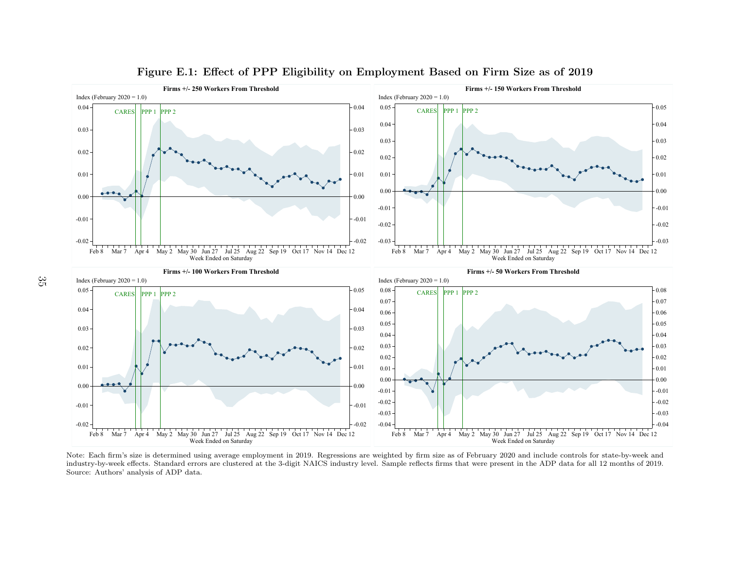**Figure E.1: Effect of PPP Eligibility on Employment Based on Firm Size as of 2019**

Note: Each firm's size is determined using average employment in 2019. Regressions are weighted by firm size as of February 2020 and include controls for state-by-week and industry-by-week effects. Standard errors are clustered at the 3-digit NAICS industry level. Sample reflects firms that were present in the ADP data for all 12 months of 2019.
Source: Authors' analysis of ADP data.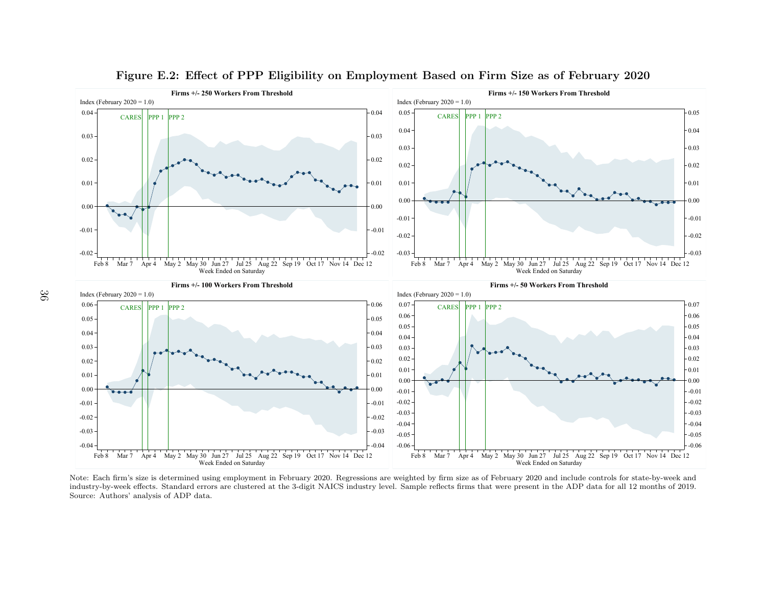**Figure E.2: Effect of PPP Eligibility on Employment Based on Firm Size as of February 2020**

Note: Each firm's size is determined using employment in February 2020. Regressions are weighted by firm size as of February 2020 and include controls for state-by-week and industry-by-week effects. Standard errors are clustered at the 3-digit NAICS industry level. Sample reflects firms that were present in the ADP data for all 12 months of 2019.
Source: Authors' analysis of ADP data.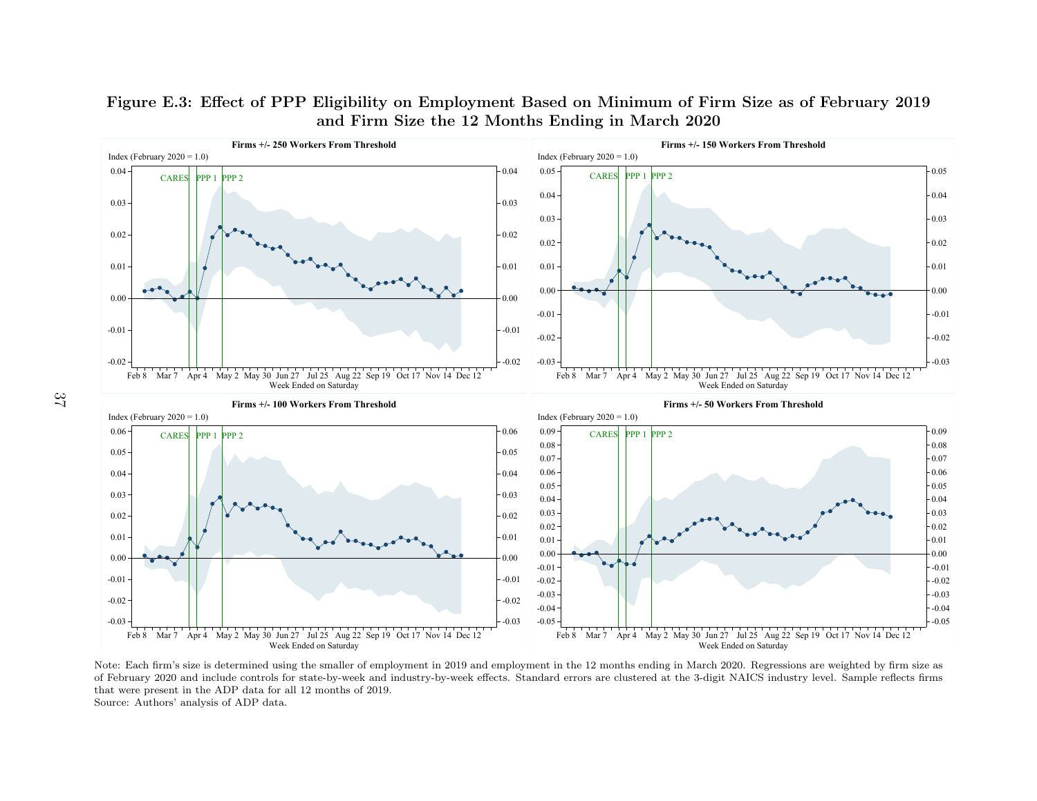**Figure E.3: Effect of PPP Eligibility on Employment Based on Minimum of Firm Size as of February 2019 and Firm Size the 12 Months Ending in March 2020**

Note: Each firm's size is determined using the smaller of employment in 2019 and employment in the 12 months ending in March 2020. Regressions are weighted by firm size as of February 2020 and include controls for state-by-week and industry-by-week effects. Standard errors are clustered at the 3-digit NAICS industry level. Sample reflects firms that were present in the ADP data for all 12 months of 2019.

Source: Authors' analysis of ADP data.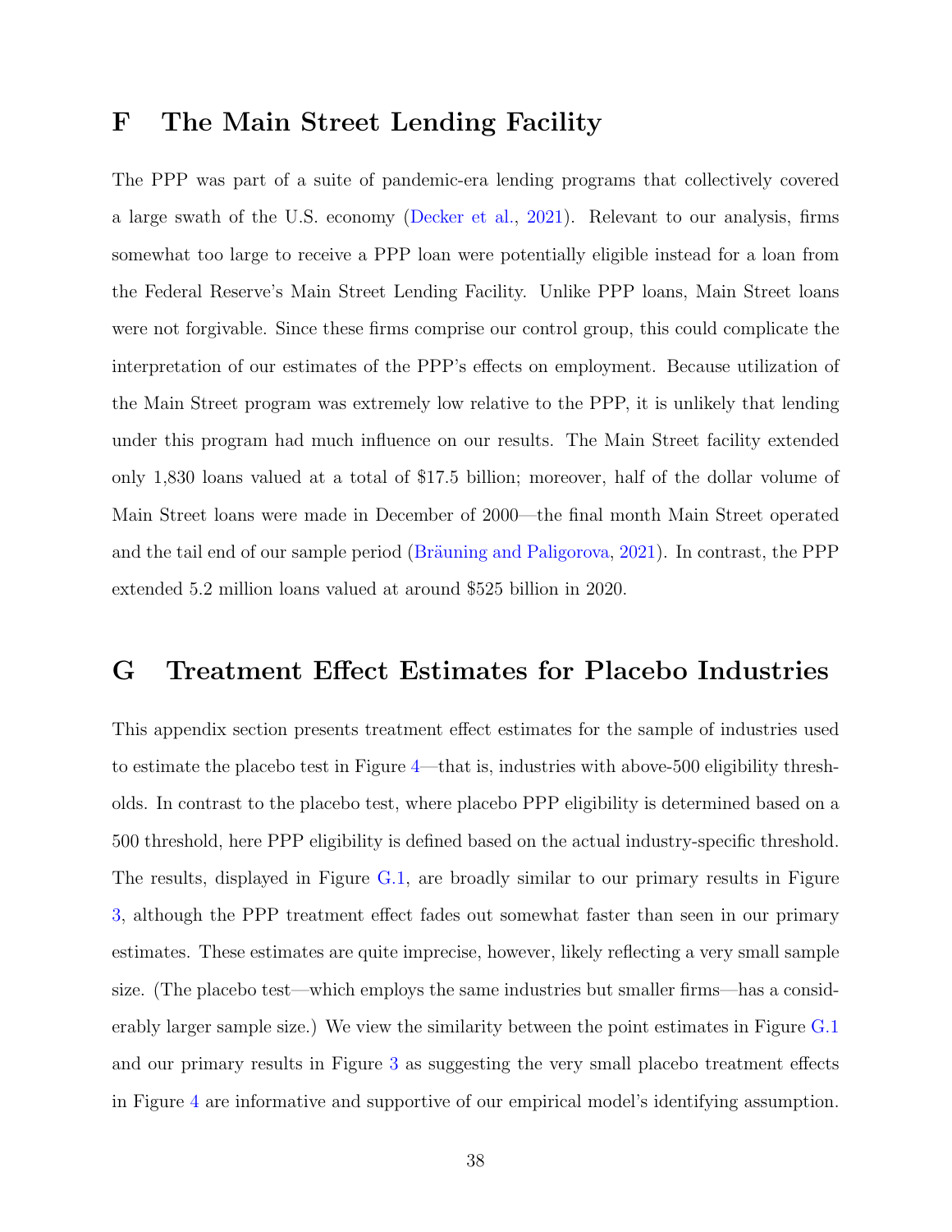# F The Main Street Lending Facility

The PPP was part of a suite of pandemic-era lending programs that collectively covered a large swath of the U.S. economy (Decker et al., 2021). Relevant to our analysis, firms somewhat too large to receive a PPP loan were potentially eligible instead for a loan from the Federal Reserve's Main Street Lending Facility. Unlike PPP loans, Main Street loans were not forgivable. Since these firms comprise our control group, this could complicate the interpretation of our estimates of the PPP's effects on employment. Because utilization of the Main Street program was extremely low relative to the PPP, it is unlikely that lending under this program had much influence on our results. The Main Street facility extended only 1,830 loans valued at a total of $17.5 billion; moreover, half of the dollar volume of Main Street loans were made in December of 2000—the final month Main Street operated and the tail end of our sample period (Bräuning and Paligorova, 2021). In contrast, the PPP extended 5.2 million loans valued at around $525 billion in 2020.

# G Treatment Effect Estimates for Placebo Industries

This appendix section presents treatment effect estimates for the sample of industries used to estimate the placebo test in Figure 4—that is, industries with above-500 eligibility thresholds. In contrast to the placebo test, where placebo PPP eligibility is determined based on a 500 threshold, here PPP eligibility is defined based on the actual industry-specific threshold. The results, displayed in Figure G.1, are broadly similar to our primary results in Figure 3, although the PPP treatment effect fades out somewhat faster than seen in our primary estimates. These estimates are quite imprecise, however, likely reflecting a very small sample size. (The placebo test—which employs the same industries but smaller firms—has a considerably larger sample size.) We view the similarity between the point estimates in Figure G.1 and our primary results in Figure 3 as suggesting the very small placebo treatment effects in Figure 4 are informative and supportive of our empirical model's identifying assumption.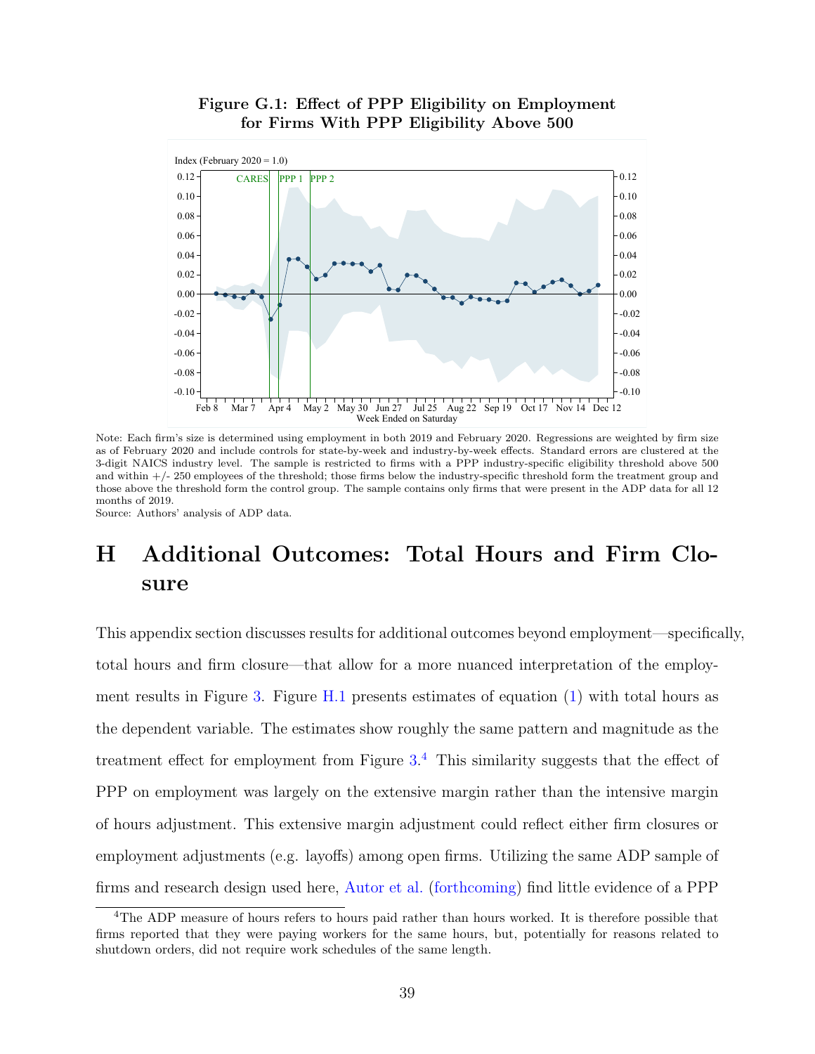**Figure G.1: Effect of PPP Eligibility on Employment for Firms With PPP Eligibility Above 500**

Note: Each firm's size is determined using employment in both 2019 and February 2020. Regressions are weighted by firm size as of February 2020 and include controls for state-by-week and industry-by-week effects. Standard errors are clustered at the 3-digit NAICS industry level. The sample is restricted to firms with a PPP industry-specific eligibility threshold above 500 and within +/- 250 employees of the threshold; those firms below the industry-specific threshold form the treatment group and those above the threshold form the control group. The sample contains only firms that were present in the ADP data for all 12 months of 2019.
Source: Authors' analysis of ADP data.

# H Additional Outcomes: Total Hours and Firm Closure

This appendix section discusses results for additional outcomes beyond employment—specifically, total hours and firm closure—that allow for a more nuanced interpretation of the employment results in Figure 3. Figure H.1 presents estimates of equation (1) with total hours as the dependent variable. The estimates show roughly the same pattern and magnitude as the treatment effect for employment from Figure 3.[4] This similarity suggests that the effect of PPP on employment was largely on the extensive margin rather than the intensive margin of hours adjustment. This extensive margin adjustment could reflect either firm closures or employment adjustments (e.g. layoffs) among open firms. Utilizing the same ADP sample of firms and research design used here, Autor et al. (forthcoming) find little evidence of a PPP

[4] The ADP measure of hours refers to hours paid rather than hours worked. It is therefore possible that firms reported that they were paying workers for the same hours, but, potentially for reasons related to shutdown orders, did not require work schedules of the same length.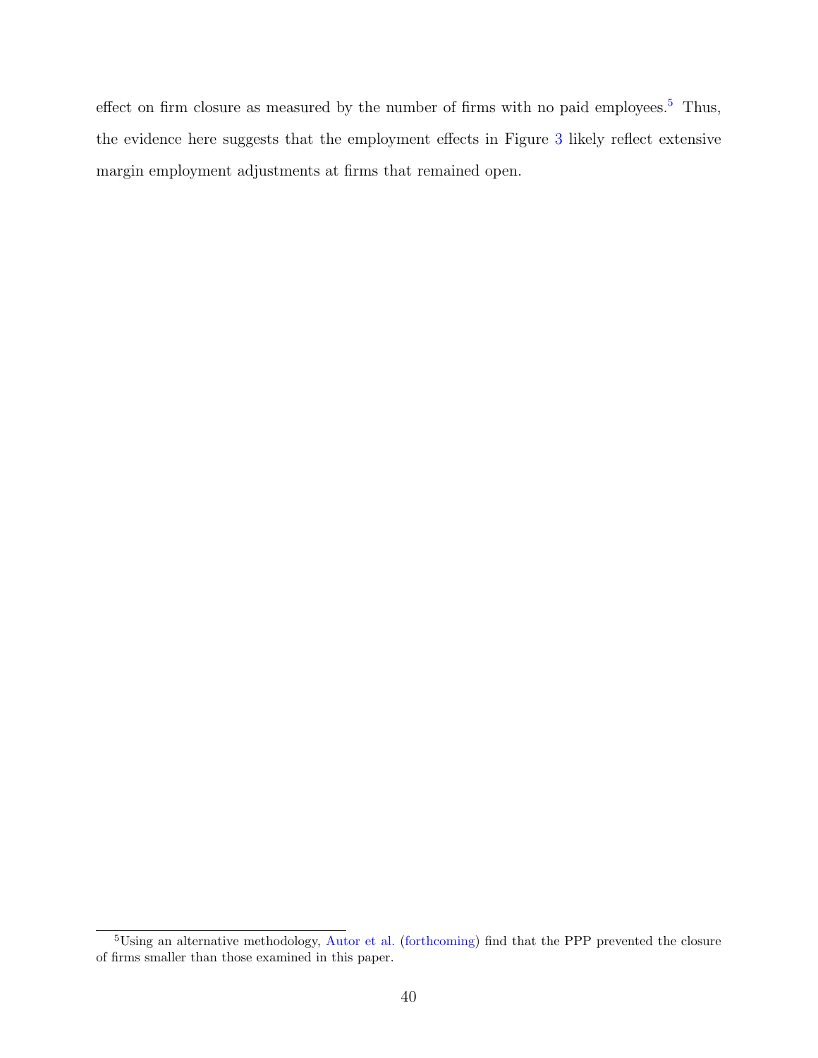effect on firm closure as measured by the number of firms with no paid employees.[5] Thus, the evidence here suggests that the employment effects in Figure 3 likely reflect extensive margin employment adjustments at firms that remained open.

[5] Using an alternative methodology, Autor et al. (forthcoming) find that the PPP prevented the closure of firms smaller than those examined in this paper.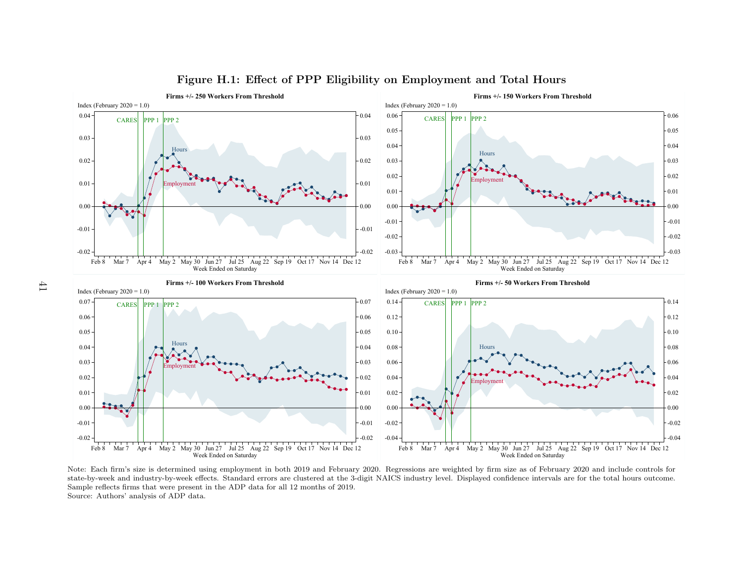# Figure H.1: Effect of PPP Eligibility on Employment and Total Hours

Note: Each firm's size is determined using employment in both 2019 and February 2020. Regressions are weighted by firm size as of February 2020 and include controls for state-by-week and industry-by-week effects. Standard errors are clustered at the 3-digit NAICS industry level. Displayed confidence intervals are for the total hours outcome. Sample reflects firms that were present in the ADP data for all 12 months of 2019.

Source: Authors' analysis of ADP data.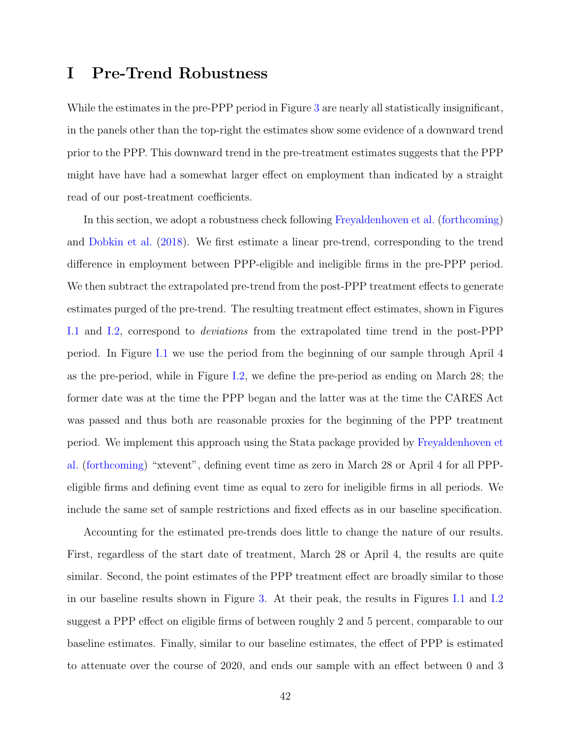# I Pre-Trend Robustness

While the estimates in the pre-PPP period in Figure 3 are nearly all statistically insignificant, in the panels other than the top-right the estimates show some evidence of a downward trend prior to the PPP. This downward trend in the pre-treatment estimates suggests that the PPP might have have had a somewhat larger effect on employment than indicated by a straight read of our post-treatment coefficients.

In this section, we adopt a robustness check following Freyaldenhoven et al. (forthcoming) and Dobkin et al. (2018). We first estimate a linear pre-trend, corresponding to the trend difference in employment between PPP-eligible and ineligible firms in the pre-PPP period. We then subtract the extrapolated pre-trend from the post-PPP treatment effects to generate estimates purged of the pre-trend. The resulting treatment effect estimates, shown in Figures I.1 and I.2, correspond to *deviations* from the extrapolated time trend in the post-PPP period. In Figure I.1 we use the period from the beginning of our sample through April 4 as the pre-period, while in Figure I.2, we define the pre-period as ending on March 28; the former date was at the time the PPP began and the latter was at the time the CARES Act was passed and thus both are reasonable proxies for the beginning of the PPP treatment period. We implement this approach using the Stata package provided by Freyaldenhoven et al. (forthcoming) "xtevent", defining event time as zero in March 28 or April 4 for all PPP-eligible firms and defining event time as equal to zero for ineligible firms in all periods. We include the same set of sample restrictions and fixed effects as in our baseline specification.

Accounting for the estimated pre-trends does little to change the nature of our results. First, regardless of the start date of treatment, March 28 or April 4, the results are quite similar. Second, the point estimates of the PPP treatment effect are broadly similar to those in our baseline results shown in Figure 3. At their peak, the results in Figures I.1 and I.2 suggest a PPP effect on eligible firms of between roughly 2 and 5 percent, comparable to our baseline estimates. Finally, similar to our baseline estimates, the effect of PPP is estimated to attenuate over the course of 2020, and ends our sample with an effect between 0 and 3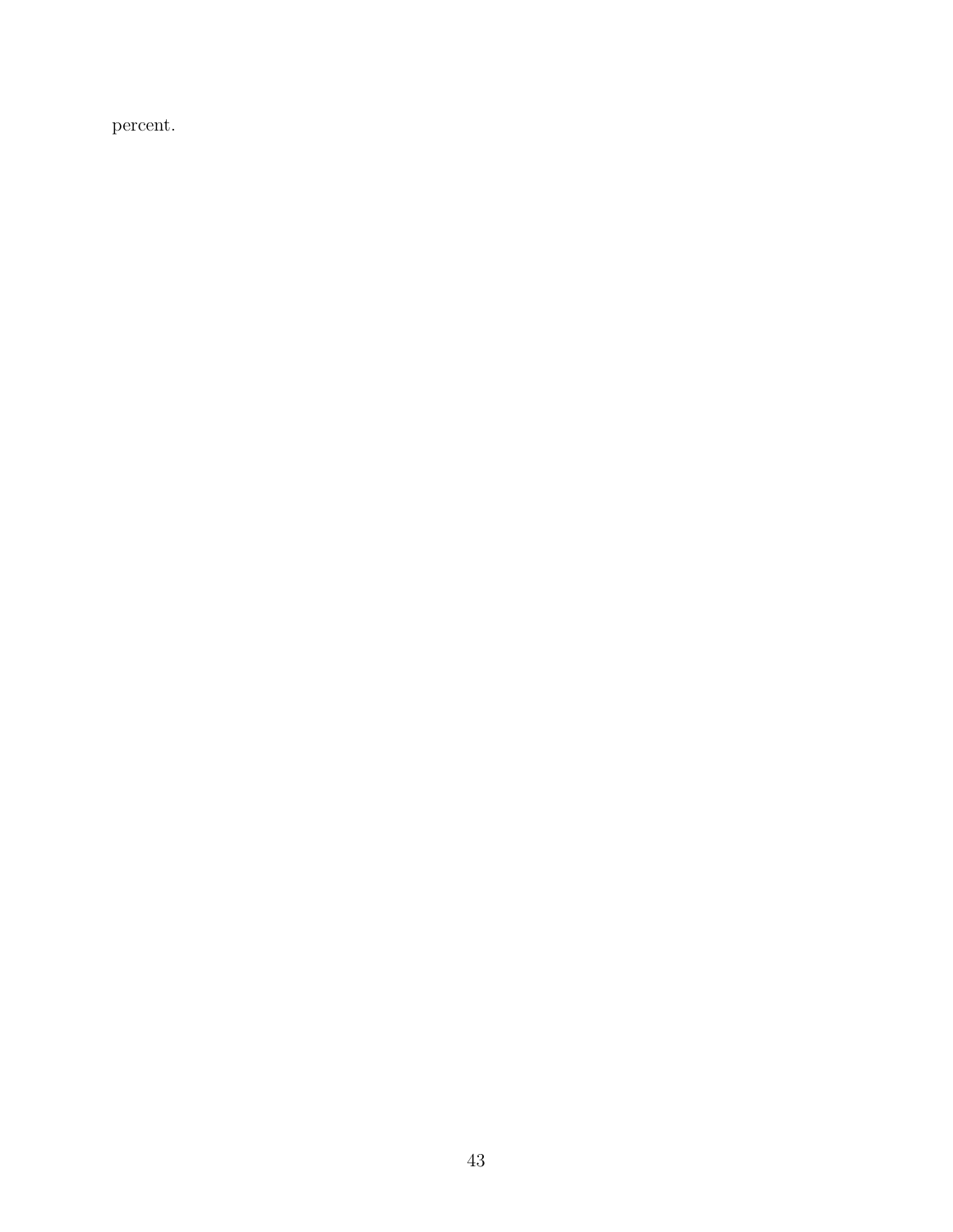percent.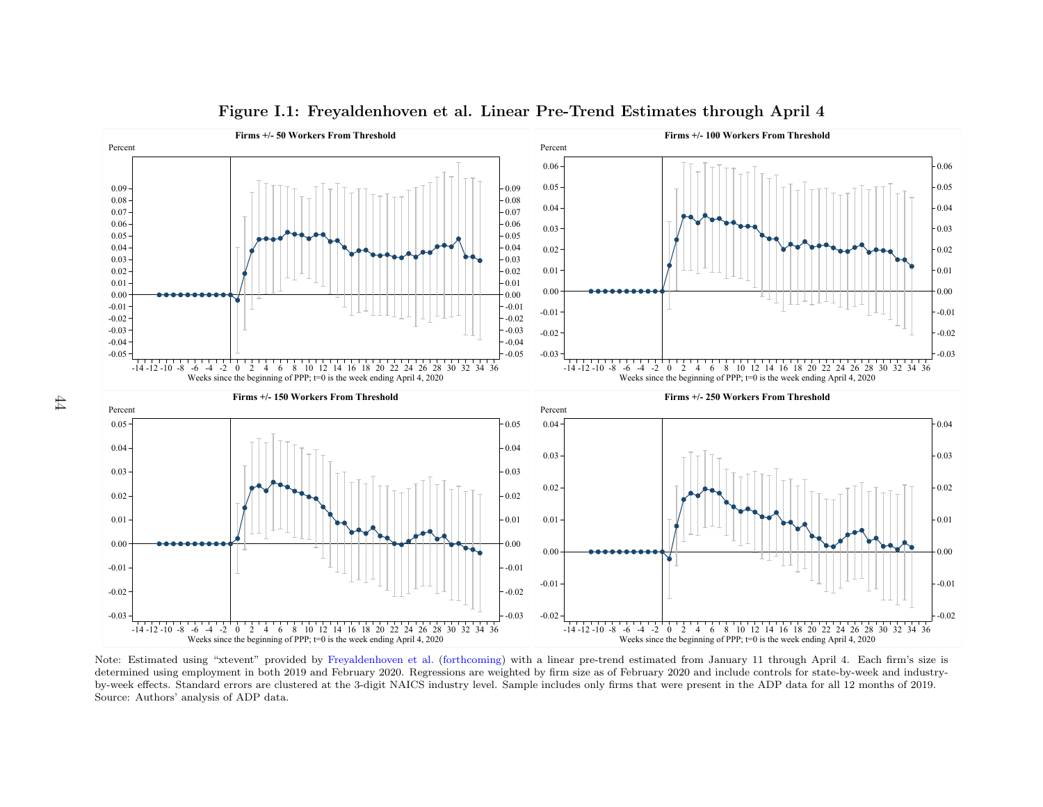## Figure I.1: Freyaldenhoven et al. Linear Pre-Trend Estimates through April 4

Note: Estimated using "xtevent" provided by Freyaldenhoven et al. (forthcoming) with a linear pre-trend estimated from January 11 through April 4. Each firm's size is determined using employment in both 2019 and February 2020. Regressions are weighted by firm size as of February 2020 and include controls for state-by-week and industry-by-week effects. Standard errors are clustered at the 3-digit NAICS industry level. Sample includes only firms that were present in the ADP data for all 12 months of 2019.
Source: Authors' analysis of ADP data.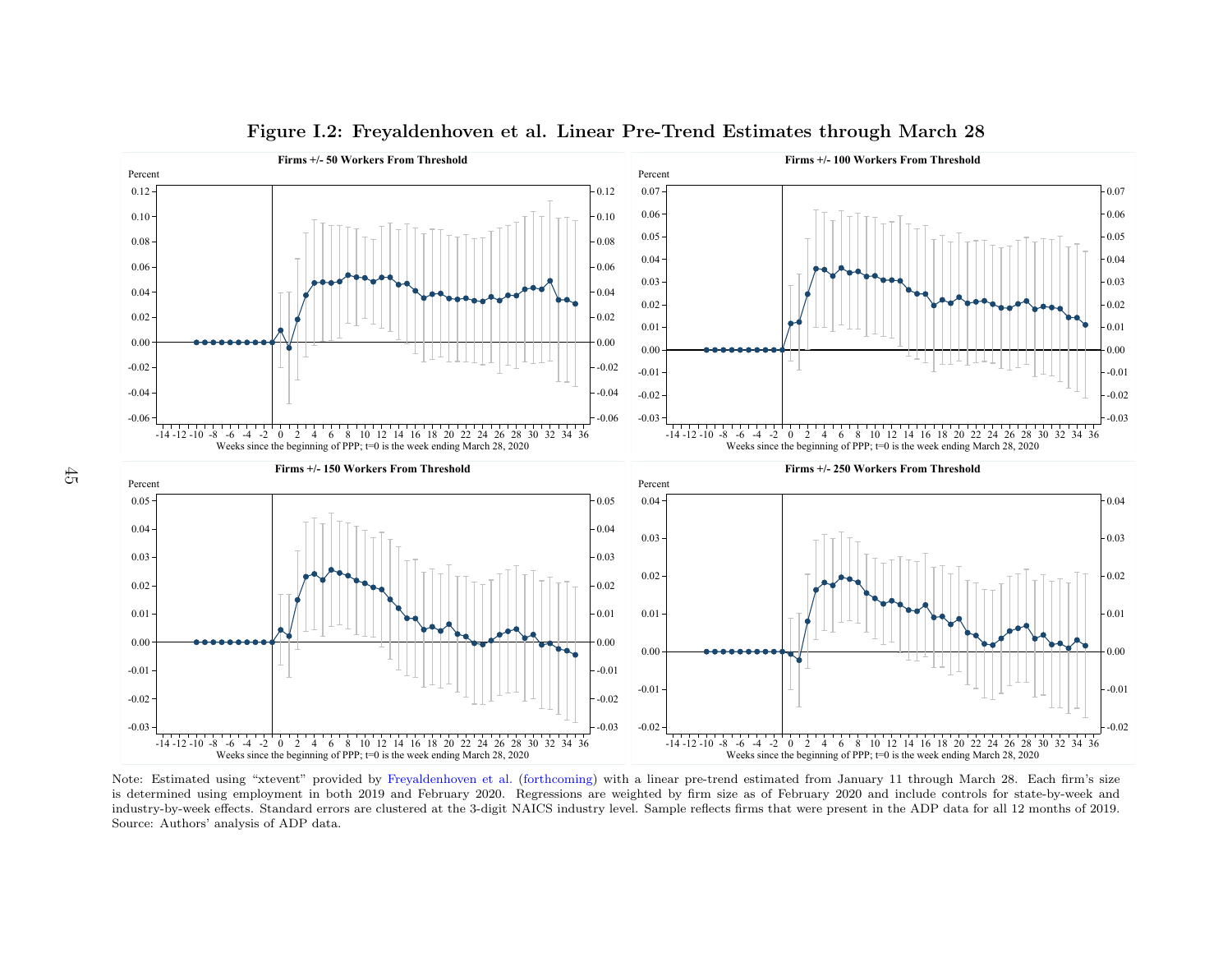**Figure I.2: Freyaldenhoven et al. Linear Pre-Trend Estimates through March 28**

Firms +/- 50 Workers From Threshold

Percent

0.12
0.10
0.08
0.06
0.04
0.02
0.00
-0.02
-0.04
-0.06

-14 -12 -10 -8 -6 -4 -2 0 2 4 6 8 10 12 14 16 18 20 22 24 26 28 30 32 34 36

Weeks since the beginning of PPP; t=0 is the week ending March 28, 2020

Firms +/- 100 Workers From Threshold

Percent

0.07
0.06
0.05
0.04
0.03
0.02
0.01
0.00
-0.01
-0.02
-0.03

-14 -12 -10 -8 -6 -4 -2 0 2 4 6 8 10 12 14 16 18 20 22 24 26 28 30 32 34 36

Weeks since the beginning of PPP; t=0 is the week ending March 28, 2020

Firms +/- 150 Workers From Threshold

Percent

0.05
0.04
0.03
0.02
0.01
0.00
-0.01
-0.02
-0.03

-14 -12 -10 -8 -6 -4 -2 0 2 4 6 8 10 12 14 16 18 20 22 24 26 28 30 32 34 36

Weeks since the beginning of PPP; t=0 is the week ending March 28, 2020

Firms +/- 250 Workers From Threshold

Percent

0.04
0.03
0.02
0.01
0.00
-0.01
-0.02

-14 -12 -10 -8 -6 -4 -2 0 2 4 6 8 10 12 14 16 18 20 22 24 26 28 30 32 34 36

Weeks since the beginning of PPP; t=0 is the week ending March 28, 2020

Note: Estimated using "xtevent" provided by Freyaldenhoven et al. (forthcoming) with a linear pre-trend estimated from January 11 through March 28. Each firm's size is determined using employment in both 2019 and February 2020. Regressions are weighted by firm size as of February 2020 and include controls for state-by-week and industry-by-week effects. Standard errors are clustered at the 3-digit NAICS industry level. Sample reflects firms that were present in the ADP data for all 12 months of 2019.
Source: Authors' analysis of ADP data.